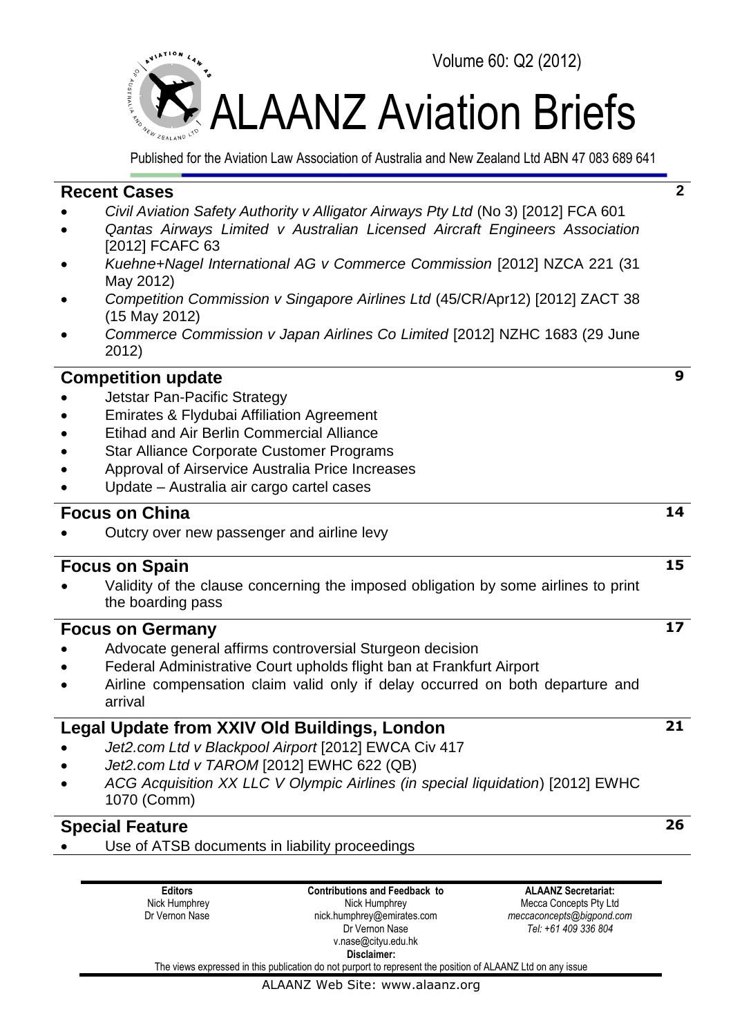Volume 60: Q2 (2012)

# ALAANZ Aviation Briefs

Published for the Aviation Law Association of Australia and New Zealand Ltd ABN 47 083 689 641

## Recent Cases — 2

- *Civil Aviation Safety Authority v Alligator Airways Pty Ltd* (No 3) [2012] FCA 601
- *Qantas Airways Limited v Australian Licensed Aircraft Engineers Association* [2012] FCAFC 63
- *Kuehne+Nagel International AG v Commerce Commission* [2012] NZCA 221 (31 May 2012)
- *Competition Commission v Singapore Airlines Ltd* (45/CR/Apr12) [2012] ZACT 38 (15 May 2012)
- *Commerce Commission v Japan Airlines Co Limited* [2012] NZHC 1683 (29 June 2012)

## Competition update — 9

- Jetstar Pan-Pacific Strategy
- Emirates & Flydubai Affiliation Agreement
- Etihad and Air Berlin Commercial Alliance
- Star Alliance Corporate Customer Programs
- Approval of Airservice Australia Price Increases
- Update – Australia air cargo cartel cases

## Focus on China — 14

- Outcry over new passenger and airline levy

## Focus on Spain — 15

- Validity of the clause concerning the imposed obligation by some airlines to print the boarding pass

## Focus on Germany — 17

- Advocate general affirms controversial Sturgeon decision
- Federal Administrative Court upholds flight ban at Frankfurt Airport
- Airline compensation claim valid only if delay occurred on both departure and arrival

## Legal Update from XXIV Old Buildings, London — 21

- *Jet2.com Ltd v Blackpool Airport* [2012] EWCA Civ 417
- *Jet2.com Ltd v TAROM* [2012] EWHC 622 (QB)
- *ACG Acquisition XX LLC V Olympic Airlines (in special liquidation*) [2012] EWHC 1070 (Comm)

## Special Feature — 26

- Use of ATSB documents in liability proceedings

| **Editors** | **Contributions and Feedback to** | **ALAANZ Secretariat:** |
|---|---|---|
| Nick Humphrey | Nick Humphrey | Mecca Concepts Pty Ltd |
| Dr Vernon Nase | nick.humphrey@emirates.com | *meccaconcepts@bigpond.com* |
| | Dr Vernon Nase | *Tel: +61 409 336 804* |
| | v.nase@cityu.edu.hk | |

**Disclaimer:**
The views expressed in this publication do not purport to represent the position of ALAANZ Ltd on any issue

ALAANZ Web Site: www.alaanz.org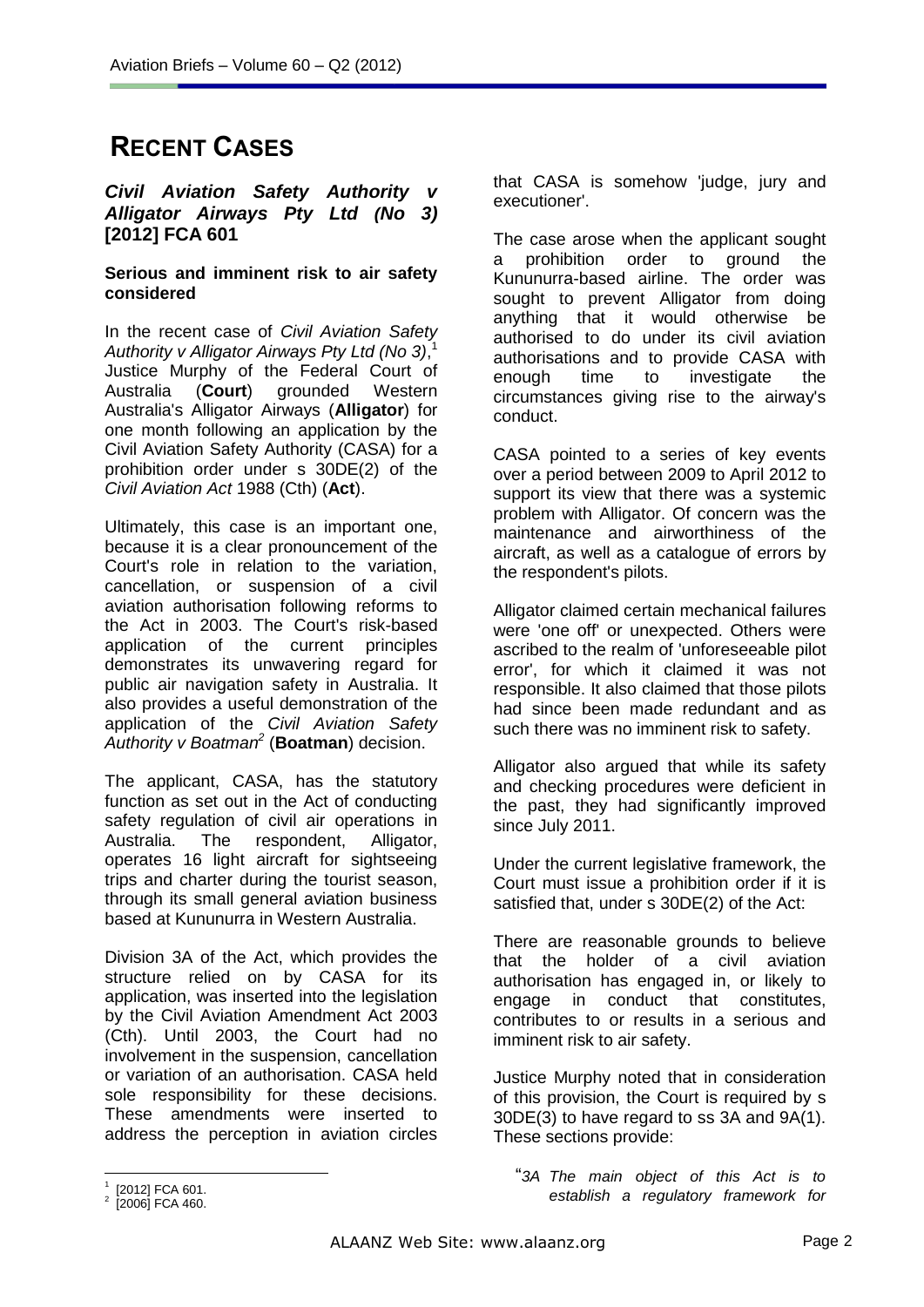# RECENT CASES

## *Civil Aviation Safety Authority v Alligator Airways Pty Ltd (No 3)* [2012] FCA 601

### Serious and imminent risk to air safety considered

In the recent case of *Civil Aviation Safety Authority v Alligator Airways Pty Ltd (No 3)*,[1] Justice Murphy of the Federal Court of Australia (**Court**) grounded Western Australia's Alligator Airways (**Alligator**) for one month following an application by the Civil Aviation Safety Authority (CASA) for a prohibition order under s 30DE(2) of the *Civil Aviation Act* 1988 (Cth) (**Act**).

Ultimately, this case is an important one, because it is a clear pronouncement of the Court's role in relation to the variation, cancellation, or suspension of a civil aviation authorisation following reforms to the Act in 2003. The Court's risk-based application of the current principles demonstrates its unwavering regard for public air navigation safety in Australia. It also provides a useful demonstration of the application of the *Civil Aviation Safety Authority v Boatman*[2] (**Boatman**) decision.

The applicant, CASA, has the statutory function as set out in the Act of conducting safety regulation of civil air operations in Australia. The respondent, Alligator, operates 16 light aircraft for sightseeing trips and charter during the tourist season, through its small general aviation business based at Kununurra in Western Australia.

Division 3A of the Act, which provides the structure relied on by CASA for its application, was inserted into the legislation by the Civil Aviation Amendment Act 2003 (Cth). Until 2003, the Court had no involvement in the suspension, cancellation or variation of an authorisation. CASA held sole responsibility for these decisions. These amendments were inserted to address the perception in aviation circles that CASA is somehow 'judge, jury and executioner'.

The case arose when the applicant sought a prohibition order to ground the Kununurra-based airline. The order was sought to prevent Alligator from doing anything that it would otherwise be authorised to do under its civil aviation authorisations and to provide CASA with enough time to investigate the circumstances giving rise to the airway's conduct.

CASA pointed to a series of key events over a period between 2009 to April 2012 to support its view that there was a systemic problem with Alligator. Of concern was the maintenance and airworthiness of the aircraft, as well as a catalogue of errors by the respondent's pilots.

Alligator claimed certain mechanical failures were 'one off' or unexpected. Others were ascribed to the realm of 'unforeseeable pilot error', for which it claimed it was not responsible. It also claimed that those pilots had since been made redundant and as such there was no imminent risk to safety.

Alligator also argued that while its safety and checking procedures were deficient in the past, they had significantly improved since July 2011.

Under the current legislative framework, the Court must issue a prohibition order if it is satisfied that, under s 30DE(2) of the Act:

There are reasonable grounds to believe that the holder of a civil aviation authorisation has engaged in, or likely to engage in conduct that constitutes, contributes to or results in a serious and imminent risk to air safety.

Justice Murphy noted that in consideration of this provision, the Court is required by s 30DE(3) to have regard to ss 3A and 9A(1). These sections provide:

> "*3A The main object of this Act is to establish a regulatory framework for*

---

[1] [2012] FCA 601.
[2] [2006] FCA 460.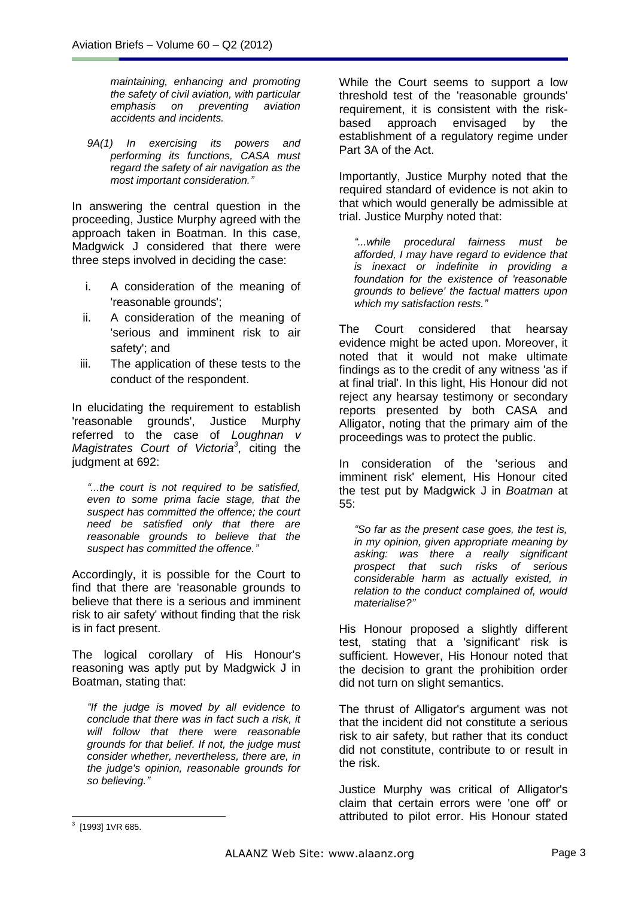> *maintaining, enhancing and promoting the safety of civil aviation, with particular emphasis on preventing aviation accidents and incidents.*
>
> *9A(1) In exercising its powers and performing its functions, CASA must regard the safety of air navigation as the most important consideration."*

In answering the central question in the proceeding, Justice Murphy agreed with the approach taken in Boatman. In this case, Madgwick J considered that there were three steps involved in deciding the case:

i. A consideration of the meaning of 'reasonable grounds';
ii. A consideration of the meaning of 'serious and imminent risk to air safety'; and
iii. The application of these tests to the conduct of the respondent.

In elucidating the requirement to establish 'reasonable grounds', Justice Murphy referred to the case of *Loughnan v Magistrates Court of Victoria*[3], citing the judgment at 692:

> *"...the court is not required to be satisfied, even to some prima facie stage, that the suspect has committed the offence; the court need be satisfied only that there are reasonable grounds to believe that the suspect has committed the offence."*

Accordingly, it is possible for the Court to find that there are 'reasonable grounds to believe that there is a serious and imminent risk to air safety' without finding that the risk is in fact present.

The logical corollary of His Honour's reasoning was aptly put by Madgwick J in Boatman, stating that:

> *"If the judge is moved by all evidence to conclude that there was in fact such a risk, it will follow that there were reasonable grounds for that belief. If not, the judge must consider whether, nevertheless, there are, in the judge's opinion, reasonable grounds for so believing."*

While the Court seems to support a low threshold test of the 'reasonable grounds' requirement, it is consistent with the risk-based approach envisaged by the establishment of a regulatory regime under Part 3A of the Act.

Importantly, Justice Murphy noted that the required standard of evidence is not akin to that which would generally be admissible at trial. Justice Murphy noted that:

> *"...while procedural fairness must be afforded, I may have regard to evidence that is inexact or indefinite in providing a foundation for the existence of 'reasonable grounds to believe' the factual matters upon which my satisfaction rests."*

The Court considered that hearsay evidence might be acted upon. Moreover, it noted that it would not make ultimate findings as to the credit of any witness 'as if at final trial'. In this light, His Honour did not reject any hearsay testimony or secondary reports presented by both CASA and Alligator, noting that the primary aim of the proceedings was to protect the public.

In consideration of the 'serious and imminent risk' element, His Honour cited the test put by Madgwick J in *Boatman* at 55:

> *"So far as the present case goes, the test is, in my opinion, given appropriate meaning by asking: was there a really significant prospect that such risks of serious considerable harm as actually existed, in relation to the conduct complained of, would materialise?"*

His Honour proposed a slightly different test, stating that a 'significant' risk is sufficient. However, His Honour noted that the decision to grant the prohibition order did not turn on slight semantics.

The thrust of Alligator's argument was not that the incident did not constitute a serious risk to air safety, but rather that its conduct did not constitute, contribute to or result in the risk.

Justice Murphy was critical of Alligator's claim that certain errors were 'one off' or attributed to pilot error. His Honour stated

---

[3] [1993] 1VR 685.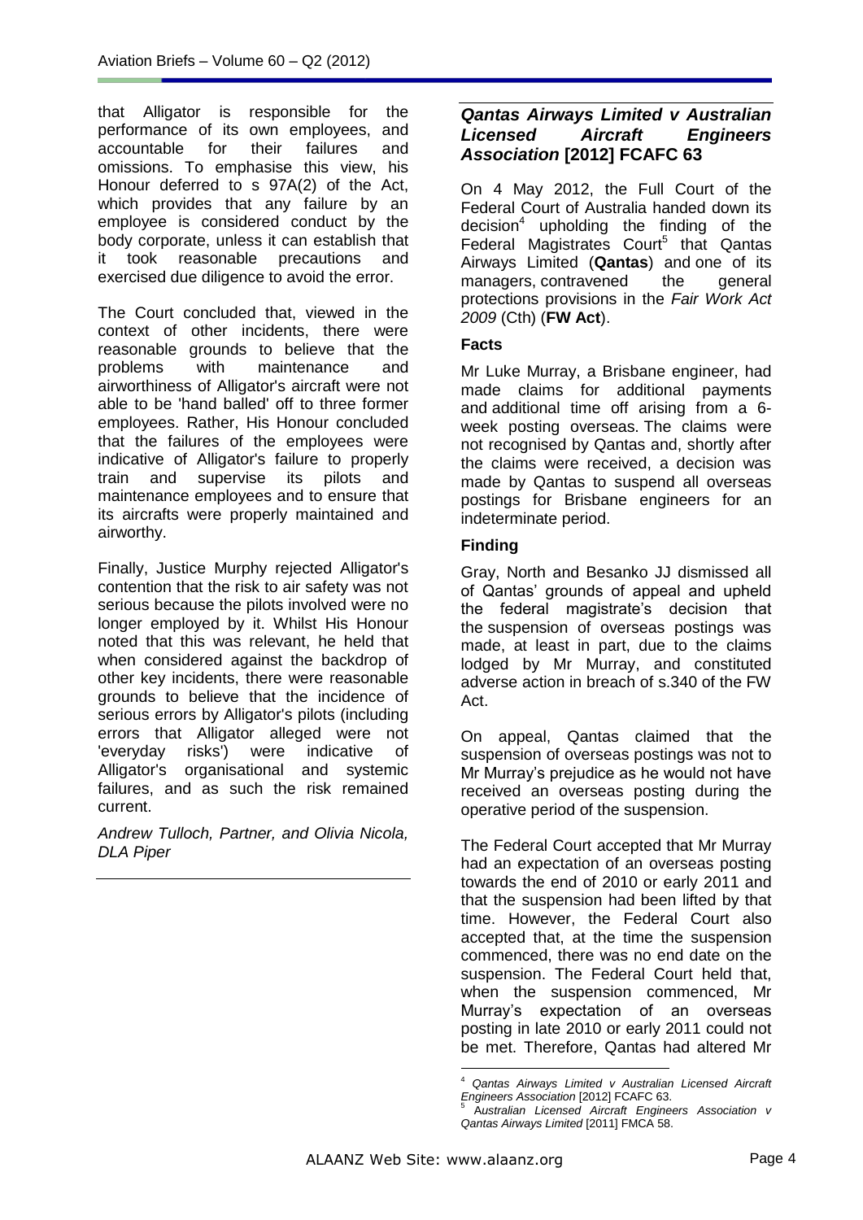that Alligator is responsible for the performance of its own employees, and accountable for their failures and omissions. To emphasise this view, his Honour deferred to s 97A(2) of the Act, which provides that any failure by an employee is considered conduct by the body corporate, unless it can establish that it took reasonable precautions and exercised due diligence to avoid the error.

The Court concluded that, viewed in the context of other incidents, there were reasonable grounds to believe that the problems with maintenance and airworthiness of Alligator's aircraft were not able to be 'hand balled' off to three former employees. Rather, His Honour concluded that the failures of the employees were indicative of Alligator's failure to properly train and supervise its pilots and maintenance employees and to ensure that its aircrafts were properly maintained and airworthy.

Finally, Justice Murphy rejected Alligator's contention that the risk to air safety was not serious because the pilots involved were no longer employed by it. Whilst His Honour noted that this was relevant, he held that when considered against the backdrop of other key incidents, there were reasonable grounds to believe that the incidence of serious errors by Alligator's pilots (including errors that Alligator alleged were not 'everyday risks') were indicative of Alligator's organisational and systemic failures, and as such the risk remained current.

*Andrew Tulloch, Partner, and Olivia Nicola, DLA Piper*

---

## *Qantas Airways Limited v Australian Licensed Aircraft Engineers Association* [2012] FCAFC 63

On 4 May 2012, the Full Court of the Federal Court of Australia handed down its decision[4] upholding the finding of the Federal Magistrates Court[5] that Qantas Airways Limited (**Qantas**) and one of its managers, contravened the general protections provisions in the *Fair Work Act 2009* (Cth) (**FW Act**).

### Facts

Mr Luke Murray, a Brisbane engineer, had made claims for additional payments and additional time off arising from a 6-week posting overseas. The claims were not recognised by Qantas and, shortly after the claims were received, a decision was made by Qantas to suspend all overseas postings for Brisbane engineers for an indeterminate period.

### Finding

Gray, North and Besanko JJ dismissed all of Qantas' grounds of appeal and upheld the federal magistrate's decision that the suspension of overseas postings was made, at least in part, due to the claims lodged by Mr Murray, and constituted adverse action in breach of s.340 of the FW Act.

On appeal, Qantas claimed that the suspension of overseas postings was not to Mr Murray's prejudice as he would not have received an overseas posting during the operative period of the suspension.

The Federal Court accepted that Mr Murray had an expectation of an overseas posting towards the end of 2010 or early 2011 and that the suspension had been lifted by that time. However, the Federal Court also accepted that, at the time the suspension commenced, there was no end date on the suspension. The Federal Court held that, when the suspension commenced, Mr Murray's expectation of an overseas posting in late 2010 or early 2011 could not be met. Therefore, Qantas had altered Mr

---

[4] *Qantas Airways Limited v Australian Licensed Aircraft Engineers Association* [2012] FCAFC 63.

[5] *Australian Licensed Aircraft Engineers Association v Qantas Airways Limited* [2011] FMCA 58.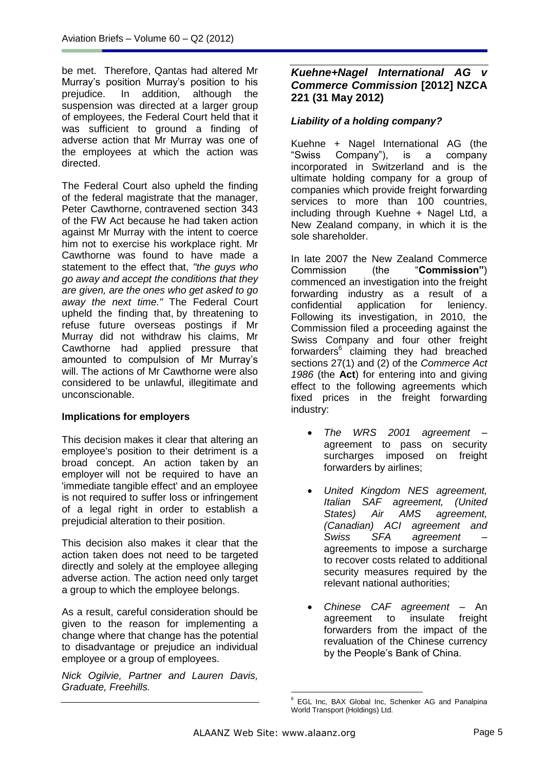be met. Therefore, Qantas had altered Mr Murray's position Murray's position to his prejudice. In addition, although the suspension was directed at a larger group of employees, the Federal Court held that it was sufficient to ground a finding of adverse action that Mr Murray was one of the employees at which the action was directed.

The Federal Court also upheld the finding of the federal magistrate that the manager, Peter Cawthorne, contravened section 343 of the FW Act because he had taken action against Mr Murray with the intent to coerce him not to exercise his workplace right. Mr Cawthorne was found to have made a statement to the effect that, *"the guys who go away and accept the conditions that they are given, are the ones who get asked to go away the next time."* The Federal Court upheld the finding that, by threatening to refuse future overseas postings if Mr Murray did not withdraw his claims, Mr Cawthorne had applied pressure that amounted to compulsion of Mr Murray's will. The actions of Mr Cawthorne were also considered to be unlawful, illegitimate and unconscionable.

**Implications for employers**

This decision makes it clear that altering an employee's position to their detriment is a broad concept. An action taken by an employer will not be required to have an 'immediate tangible effect' and an employee is not required to suffer loss or infringement of a legal right in order to establish a prejudicial alteration to their position.

This decision also makes it clear that the action taken does not need to be targeted directly and solely at the employee alleging adverse action. The action need only target a group to which the employee belongs.

As a result, careful consideration should be given to the reason for implementing a change where that change has the potential to disadvantage or prejudice an individual employee or a group of employees.

*Nick Ogilvie, Partner and Lauren Davis, Graduate, Freehills.*

## *Kuehne+Nagel International AG v Commerce Commission* [2012] NZCA 221 (31 May 2012)

### *Liability of a holding company?*

Kuehne + Nagel International AG (the "Swiss Company"), is a company incorporated in Switzerland and is the ultimate holding company for a group of companies which provide freight forwarding services to more than 100 countries, including through Kuehne + Nagel Ltd, a New Zealand company, in which it is the sole shareholder.

In late 2007 the New Zealand Commerce Commission (the "**Commission**") commenced an investigation into the freight forwarding industry as a result of a confidential application for leniency. Following its investigation, in 2010, the Commission filed a proceeding against the Swiss Company and four other freight forwarders[6] claiming they had breached sections 27(1) and (2) of the *Commerce Act 1986* (the **Act**) for entering into and giving effect to the following agreements which fixed prices in the freight forwarding industry:

- *The WRS 2001 agreement* – agreement to pass on security surcharges imposed on freight forwarders by airlines;
- *United Kingdom NES agreement, Italian SAF agreement, (United States) Air AMS agreement, (Canadian) ACI agreement and Swiss SFA agreement* – agreements to impose a surcharge to recover costs related to additional security measures required by the relevant national authorities;
- *Chinese CAF agreement* – An agreement to insulate freight forwarders from the impact of the revaluation of the Chinese currency by the People's Bank of China.

[6] EGL Inc, BAX Global Inc, Schenker AG and Panalpina World Transport (Holdings) Ltd.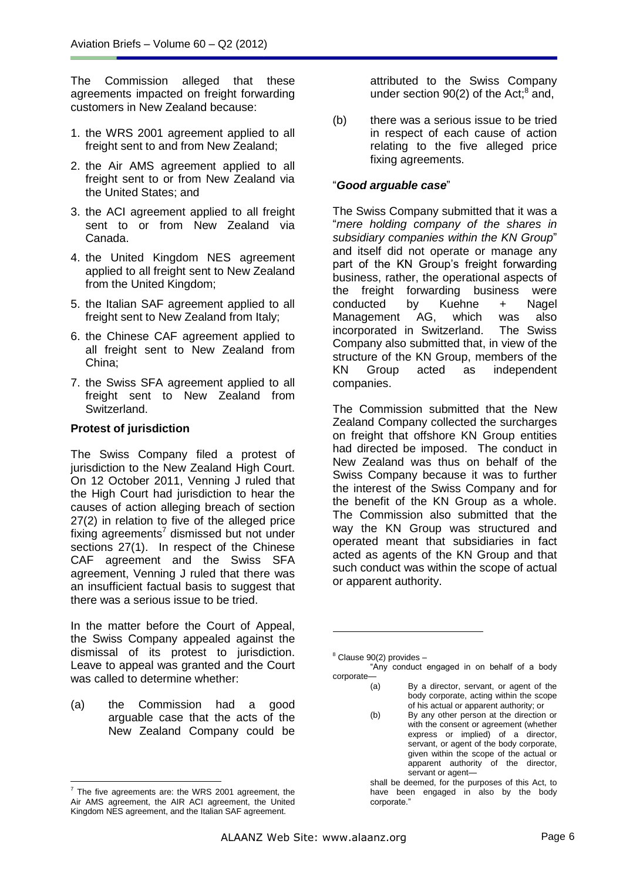The Commission alleged that these agreements impacted on freight forwarding customers in New Zealand because:

1. the WRS 2001 agreement applied to all freight sent to and from New Zealand;
2. the Air AMS agreement applied to all freight sent to or from New Zealand via the United States; and
3. the ACI agreement applied to all freight sent to or from New Zealand via Canada.
4. the United Kingdom NES agreement applied to all freight sent to New Zealand from the United Kingdom;
5. the Italian SAF agreement applied to all freight sent to New Zealand from Italy;
6. the Chinese CAF agreement applied to all freight sent to New Zealand from China;
7. the Swiss SFA agreement applied to all freight sent to New Zealand from Switzerland.

**Protest of jurisdiction**

The Swiss Company filed a protest of jurisdiction to the New Zealand High Court. On 12 October 2011, Venning J ruled that the High Court had jurisdiction to hear the causes of action alleging breach of section 27(2) in relation to five of the alleged price fixing agreements[7] dismissed but not under sections 27(1). In respect of the Chinese CAF agreement and the Swiss SFA agreement, Venning J ruled that there was an insufficient factual basis to suggest that there was a serious issue to be tried.

In the matter before the Court of Appeal, the Swiss Company appealed against the dismissal of its protest to jurisdiction. Leave to appeal was granted and the Court was called to determine whether:

(a) the Commission had a good arguable case that the acts of the New Zealand Company could be attributed to the Swiss Company under section 90(2) of the Act;[8] and,

(b) there was a serious issue to be tried in respect of each cause of action relating to the five alleged price fixing agreements.

"***Good arguable case***"

The Swiss Company submitted that it was a "*mere holding company of the shares in subsidiary companies within the KN Group*" and itself did not operate or manage any part of the KN Group's freight forwarding business, rather, the operational aspects of the freight forwarding business were conducted by Kuehne + Nagel Management AG, which was also incorporated in Switzerland. The Swiss Company also submitted that, in view of the structure of the KN Group, members of the KN Group acted as independent companies.

The Commission submitted that the New Zealand Company collected the surcharges on freight that offshore KN Group entities had directed be imposed. The conduct in New Zealand was thus on behalf of the Swiss Company because it was to further the interest of the Swiss Company and for the benefit of the KN Group as a whole. The Commission also submitted that the way the KN Group was structured and operated meant that subsidiaries in fact acted as agents of the KN Group and that such conduct was within the scope of actual or apparent authority.

---

[7] The five agreements are: the WRS 2001 agreement, the Air AMS agreement, the AIR ACI agreement, the United Kingdom NES agreement, and the Italian SAF agreement.

[8] Clause 90(2) provides –

"Any conduct engaged in on behalf of a body corporate—

(a) By a director, servant, or agent of the body corporate, acting within the scope of his actual or apparent authority; or

(b) By any other person at the direction or with the consent or agreement (whether express or implied) of a director, servant, or agent of the body corporate, given within the scope of the actual or apparent authority of the director, servant or agent—

shall be deemed, for the purposes of this Act, to have been engaged in also by the body corporate."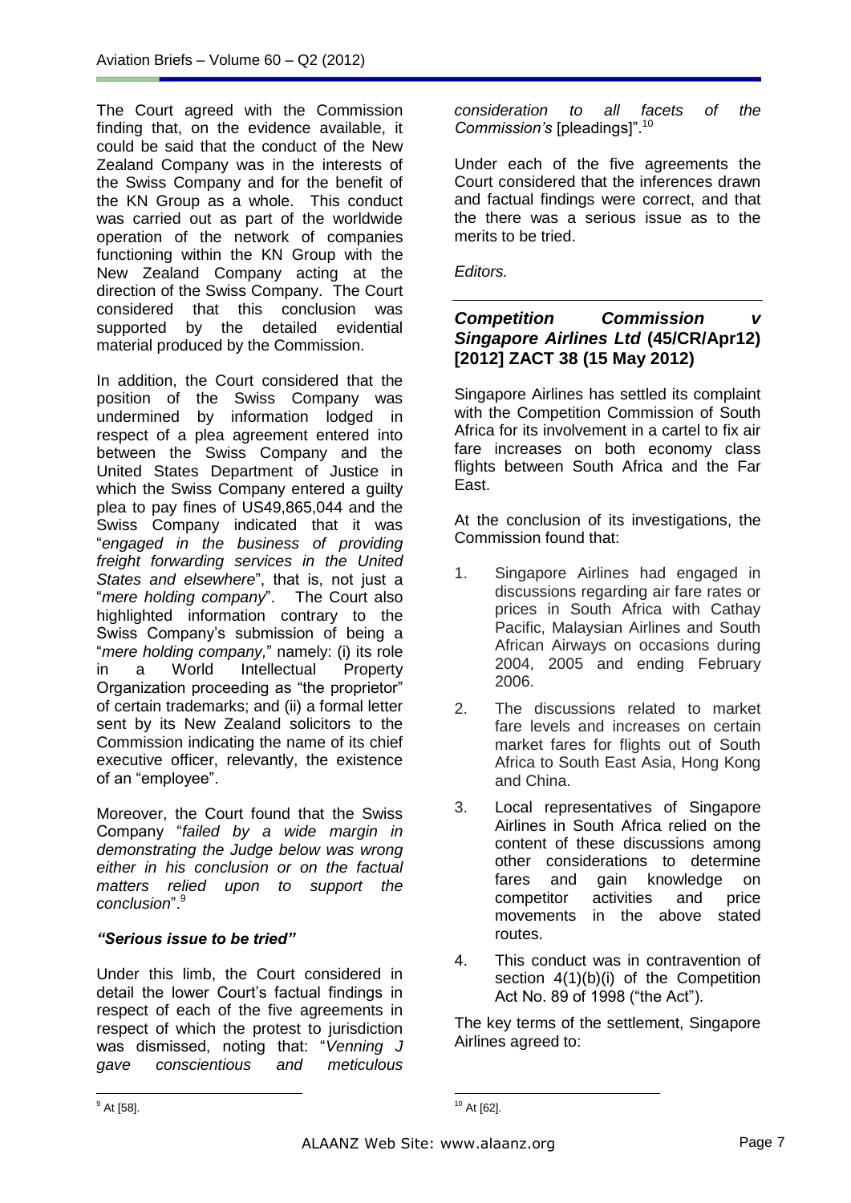The Court agreed with the Commission finding that, on the evidence available, it could be said that the conduct of the New Zealand Company was in the interests of the Swiss Company and for the benefit of the KN Group as a whole. This conduct was carried out as part of the worldwide operation of the network of companies functioning within the KN Group with the New Zealand Company acting at the direction of the Swiss Company. The Court considered that this conclusion was supported by the detailed evidential material produced by the Commission.

In addition, the Court considered that the position of the Swiss Company was undermined by information lodged in respect of a plea agreement entered into between the Swiss Company and the United States Department of Justice in which the Swiss Company entered a guilty plea to pay fines of US49,865,044 and the Swiss Company indicated that it was "*engaged in the business of providing freight forwarding services in the United States and elsewhere*", that is, not just a "*mere holding company*". The Court also highlighted information contrary to the Swiss Company's submission of being a "*mere holding company,*" namely: (i) its role in a World Intellectual Property Organization proceeding as "the proprietor" of certain trademarks; and (ii) a formal letter sent by its New Zealand solicitors to the Commission indicating the name of its chief executive officer, relevantly, the existence of an "employee".

Moreover, the Court found that the Swiss Company "*failed by a wide margin in demonstrating the Judge below was wrong either in his conclusion or on the factual matters relied upon to support the conclusion*".[9]

### *"Serious issue to be tried"*

Under this limb, the Court considered in detail the lower Court's factual findings in respect of each of the five agreements in respect of which the protest to jurisdiction was dismissed, noting that: "*Venning J gave conscientious and meticulous consideration to all facets of the Commission's* [pleadings]".[10]

Under each of the five agreements the Court considered that the inferences drawn and factual findings were correct, and that the there was a serious issue as to the merits to be tried.

*Editors.*

## ***Competition Commission v Singapore Airlines Ltd* (45/CR/Apr12) [2012] ZACT 38 (15 May 2012)**

Singapore Airlines has settled its complaint with the Competition Commission of South Africa for its involvement in a cartel to fix air fare increases on both economy class flights between South Africa and the Far East.

At the conclusion of its investigations, the Commission found that:

1. Singapore Airlines had engaged in discussions regarding air fare rates or prices in South Africa with Cathay Pacific, Malaysian Airlines and South African Airways on occasions during 2004, 2005 and ending February 2006.
2. The discussions related to market fare levels and increases on certain market fares for flights out of South Africa to South East Asia, Hong Kong and China.
3. Local representatives of Singapore Airlines in South Africa relied on the content of these discussions among other considerations to determine fares and gain knowledge on competitor activities and price movements in the above stated routes.
4. This conduct was in contravention of section 4(1)(b)(i) of the Competition Act No. 89 of 1998 ("the Act").

The key terms of the settlement, Singapore Airlines agreed to:

---

[9] At [58].

[10] At [62].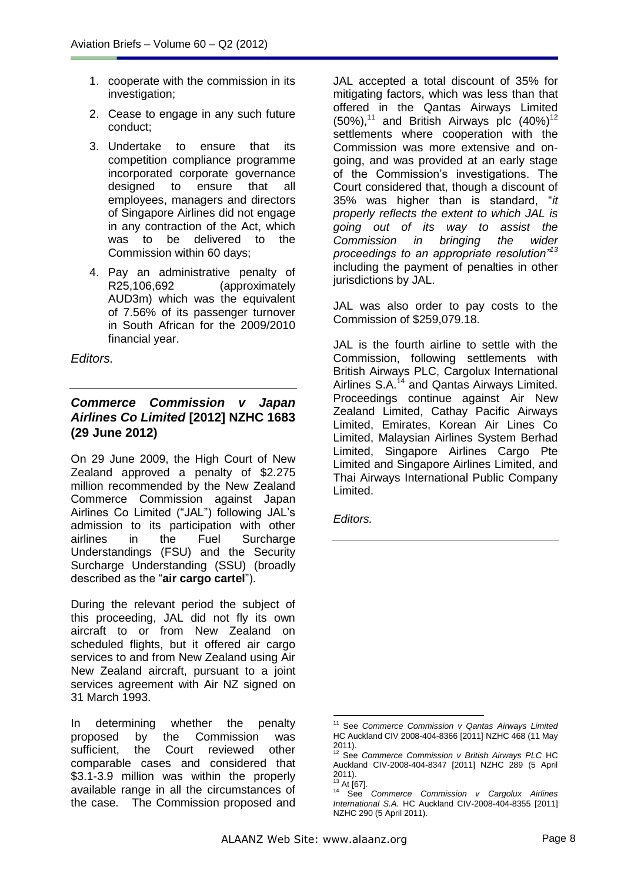1. cooperate with the commission in its investigation;
2. Cease to engage in any such future conduct;
3. Undertake to ensure that its competition compliance programme incorporated corporate governance designed to ensure that all employees, managers and directors of Singapore Airlines did not engage in any contraction of the Act, which was to be delivered to the Commission within 60 days;
4. Pay an administrative penalty of R25,106,692 (approximately AUD3m) which was the equivalent of 7.56% of its passenger turnover in South African for the 2009/2010 financial year.

*Editors.*

---

### *Commerce Commission v Japan Airlines Co Limited* [2012] NZHC 1683 (29 June 2012)

On 29 June 2009, the High Court of New Zealand approved a penalty of $2.275 million recommended by the New Zealand Commerce Commission against Japan Airlines Co Limited ("JAL") following JAL's admission to its participation with other airlines in the Fuel Surcharge Understandings (FSU) and the Security Surcharge Understanding (SSU) (broadly described as the "**air cargo cartel**").

During the relevant period the subject of this proceeding, JAL did not fly its own aircraft to or from New Zealand on scheduled flights, but it offered air cargo services to and from New Zealand using Air New Zealand aircraft, pursuant to a joint services agreement with Air NZ signed on 31 March 1993.

In determining whether the penalty proposed by the Commission was sufficient, the Court reviewed other comparable cases and considered that $3.1-3.9 million was within the properly available range in all the circumstances of the case. The Commission proposed and JAL accepted a total discount of 35% for mitigating factors, which was less than that offered in the Qantas Airways Limited (50%),[11] and British Airways plc (40%)[12] settlements where cooperation with the Commission was more extensive and on-going, and was provided at an early stage of the Commission's investigations. The Court considered that, though a discount of 35% was higher than is standard, "*it properly reflects the extent to which JAL is going out of its way to assist the Commission in bringing the wider proceedings to an appropriate resolution*"[13] including the payment of penalties in other jurisdictions by JAL.

JAL was also order to pay costs to the Commission of $259,079.18.

JAL is the fourth airline to settle with the Commission, following settlements with British Airways PLC, Cargolux International Airlines S.A.[14] and Qantas Airways Limited. Proceedings continue against Air New Zealand Limited, Cathay Pacific Airways Limited, Emirates, Korean Air Lines Co Limited, Malaysian Airlines System Berhad Limited, Singapore Airlines Cargo Pte Limited and Singapore Airlines Limited, and Thai Airways International Public Company Limited.

*Editors.*

---

[11] See *Commerce Commission v Qantas Airways Limited* HC Auckland CIV 2008-404-8366 [2011] NZHC 468 (11 May 2011).

[12] See *Commerce Commission v British Airways PLC* HC Auckland CIV-2008-404-8347 [2011] NZHC 289 (5 April 2011).

[13] At [67].

[14] See *Commerce Commission v Cargolux Airlines International S.A.* HC Auckland CIV-2008-404-8355 [2011] NZHC 290 (5 April 2011).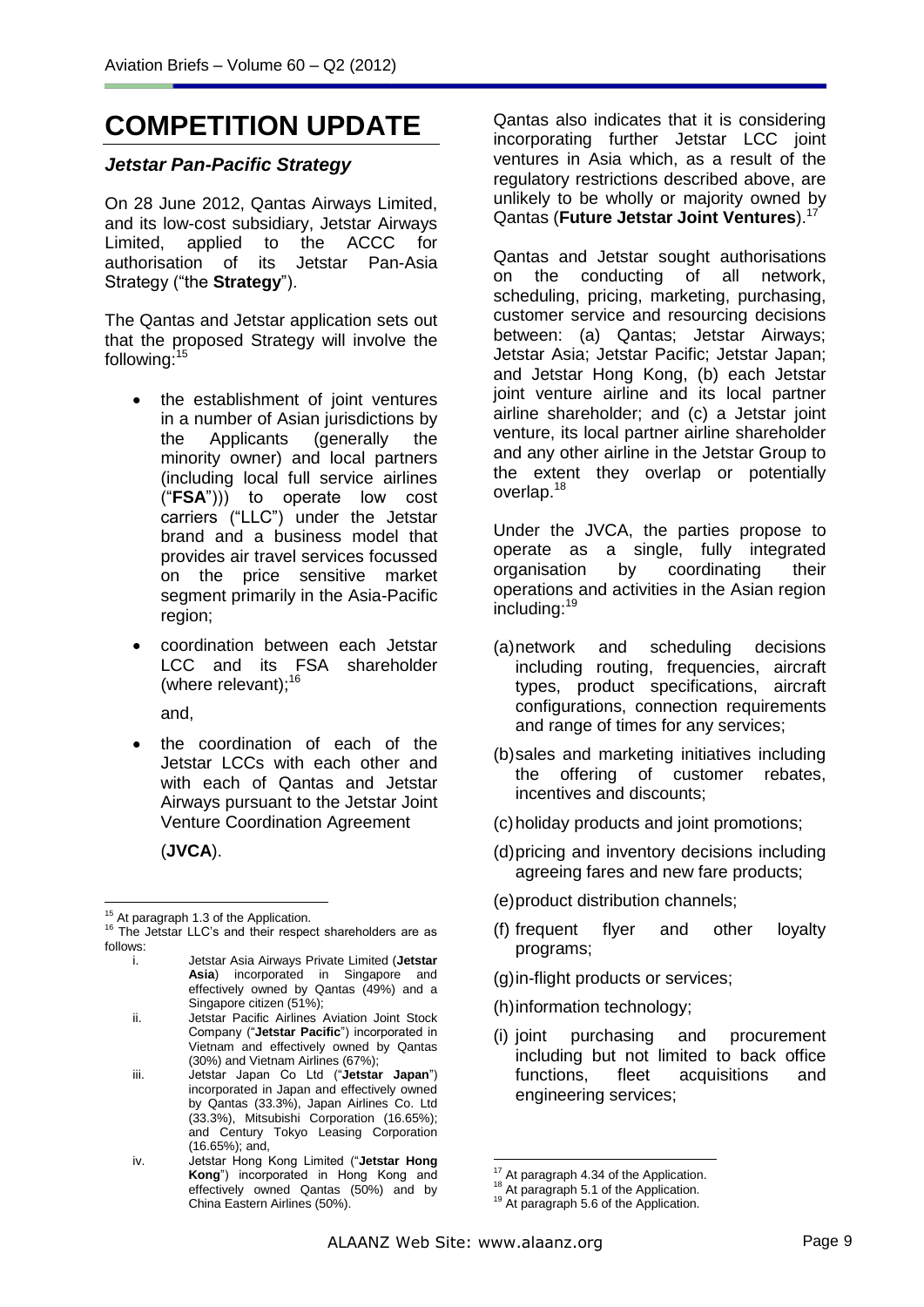# COMPETITION UPDATE

### *Jetstar Pan-Pacific Strategy*

On 28 June 2012, Qantas Airways Limited, and its low-cost subsidiary, Jetstar Airways Limited, applied to the ACCC for authorisation of its Jetstar Pan-Asia Strategy ("the **Strategy**").

The Qantas and Jetstar application sets out that the proposed Strategy will involve the following:[15]

- the establishment of joint ventures in a number of Asian jurisdictions by the Applicants (generally the minority owner) and local partners (including local full service airlines ("**FSA**"))) to operate low cost carriers ("LLC") under the Jetstar brand and a business model that provides air travel services focussed on the price sensitive market segment primarily in the Asia-Pacific region;
- coordination between each Jetstar LCC and its FSA shareholder (where relevant);[16]

  and,
- the coordination of each of the Jetstar LCCs with each other and with each of Qantas and Jetstar Airways pursuant to the Jetstar Joint Venture Coordination Agreement

  (**JVCA**).

Qantas also indicates that it is considering incorporating further Jetstar LCC joint ventures in Asia which, as a result of the regulatory restrictions described above, are unlikely to be wholly or majority owned by Qantas (**Future Jetstar Joint Ventures**).[17]

Qantas and Jetstar sought authorisations on the conducting of all network, scheduling, pricing, marketing, purchasing, customer service and resourcing decisions between: (a) Qantas; Jetstar Airways; Jetstar Asia; Jetstar Pacific; Jetstar Japan; and Jetstar Hong Kong, (b) each Jetstar joint venture airline and its local partner airline shareholder; and (c) a Jetstar joint venture, its local partner airline shareholder and any other airline in the Jetstar Group to the extent they overlap or potentially overlap.[18]

Under the JVCA, the parties propose to operate as a single, fully integrated organisation by coordinating their operations and activities in the Asian region including:[19]

(a) network and scheduling decisions including routing, frequencies, aircraft types, product specifications, aircraft configurations, connection requirements and range of times for any services;

(b) sales and marketing initiatives including the offering of customer rebates, incentives and discounts;

(c) holiday products and joint promotions;

(d) pricing and inventory decisions including agreeing fares and new fare products;

(e) product distribution channels;

(f) frequent flyer and other loyalty programs;

(g) in-flight products or services;

(h) information technology;

(i) joint purchasing and procurement including but not limited to back office functions, fleet acquisitions and engineering services;

---

[15] At paragraph 1.3 of the Application.

[16] The Jetstar LLC's and their respect shareholders are as follows:

i. Jetstar Asia Airways Private Limited (**Jetstar Asia**) incorporated in Singapore and effectively owned by Qantas (49%) and a Singapore citizen (51%);

ii. Jetstar Pacific Airlines Aviation Joint Stock Company ("**Jetstar Pacific**") incorporated in Vietnam and effectively owned by Qantas (30%) and Vietnam Airlines (67%);

iii. Jetstar Japan Co Ltd ("**Jetstar Japan**") incorporated in Japan and effectively owned by Qantas (33.3%), Japan Airlines Co. Ltd (33.3%), Mitsubishi Corporation (16.65%); and Century Tokyo Leasing Corporation (16.65%); and,

iv. Jetstar Hong Kong Limited ("**Jetstar Hong Kong**") incorporated in Hong Kong and effectively owned Qantas (50%) and by China Eastern Airlines (50%).

[17] At paragraph 4.34 of the Application.

[18] At paragraph 5.1 of the Application.

[19] At paragraph 5.6 of the Application.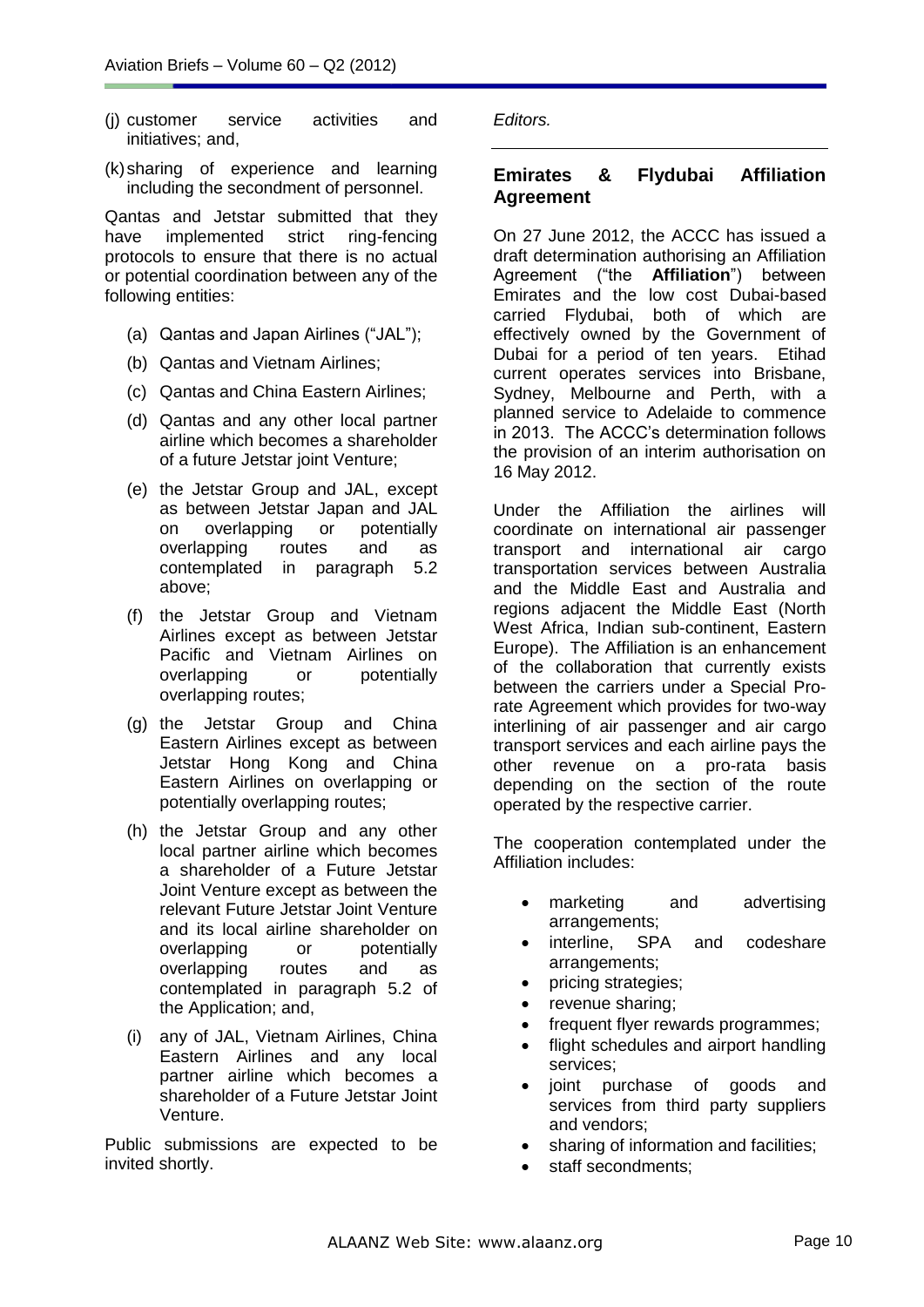(j) customer service activities and initiatives; and,

(k) sharing of experience and learning including the secondment of personnel.

Qantas and Jetstar submitted that they have implemented strict ring-fencing protocols to ensure that there is no actual or potential coordination between any of the following entities:

(a) Qantas and Japan Airlines ("JAL");

(b) Qantas and Vietnam Airlines;

(c) Qantas and China Eastern Airlines;

(d) Qantas and any other local partner airline which becomes a shareholder of a future Jetstar joint Venture;

(e) the Jetstar Group and JAL, except as between Jetstar Japan and JAL on overlapping or potentially overlapping routes and as contemplated in paragraph 5.2 above;

(f) the Jetstar Group and Vietnam Airlines except as between Jetstar Pacific and Vietnam Airlines on overlapping or potentially overlapping routes;

(g) the Jetstar Group and China Eastern Airlines except as between Jetstar Hong Kong and China Eastern Airlines on overlapping or potentially overlapping routes;

(h) the Jetstar Group and any other local partner airline which becomes a shareholder of a Future Jetstar Joint Venture except as between the relevant Future Jetstar Joint Venture and its local airline shareholder on overlapping or potentially overlapping routes and as contemplated in paragraph 5.2 of the Application; and,

(i) any of JAL, Vietnam Airlines, China Eastern Airlines and any local partner airline which becomes a shareholder of a Future Jetstar Joint Venture.

Public submissions are expected to be invited shortly.

*Editors.*

## Emirates & Flydubai Affiliation Agreement

On 27 June 2012, the ACCC has issued a draft determination authorising an Affiliation Agreement ("the **Affiliation**") between Emirates and the low cost Dubai-based carried Flydubai, both of which are effectively owned by the Government of Dubai for a period of ten years. Etihad current operates services into Brisbane, Sydney, Melbourne and Perth, with a planned service to Adelaide to commence in 2013. The ACCC's determination follows the provision of an interim authorisation on 16 May 2012.

Under the Affiliation the airlines will coordinate on international air passenger transport and international air cargo transportation services between Australia and the Middle East and Australia and regions adjacent the Middle East (North West Africa, Indian sub-continent, Eastern Europe). The Affiliation is an enhancement of the collaboration that currently exists between the carriers under a Special Pro-rate Agreement which provides for two-way interlining of air passenger and air cargo transport services and each airline pays the other revenue on a pro-rata basis depending on the section of the route operated by the respective carrier.

The cooperation contemplated under the Affiliation includes:

- marketing and advertising arrangements;
- interline, SPA and codeshare arrangements;
- pricing strategies;
- revenue sharing;
- frequent flyer rewards programmes;
- flight schedules and airport handling services;
- joint purchase of goods and services from third party suppliers and vendors;
- sharing of information and facilities;
- staff secondments;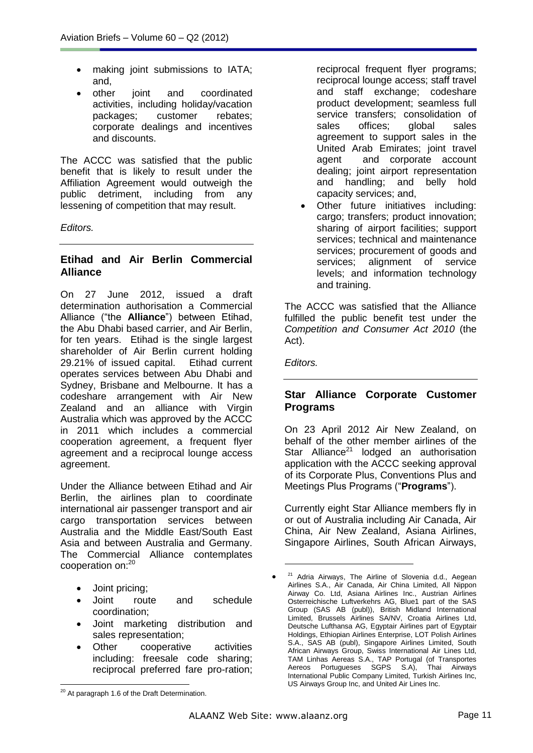- making joint submissions to IATA; and,
- other joint and coordinated activities, including holiday/vacation packages; customer rebates; corporate dealings and incentives and discounts.

The ACCC was satisfied that the public benefit that is likely to result under the Affiliation Agreement would outweigh the public detriment, including from any lessening of competition that may result.

*Editors.*

## Etihad and Air Berlin Commercial Alliance

On 27 June 2012, issued a draft determination authorisation a Commercial Alliance ("the **Alliance**") between Etihad, the Abu Dhabi based carrier, and Air Berlin, for ten years. Etihad is the single largest shareholder of Air Berlin current holding 29.21% of issued capital. Etihad current operates services between Abu Dhabi and Sydney, Brisbane and Melbourne. It has a codeshare arrangement with Air New Zealand and an alliance with Virgin Australia which was approved by the ACCC in 2011 which includes a commercial cooperation agreement, a frequent flyer agreement and a reciprocal lounge access agreement.

Under the Alliance between Etihad and Air Berlin, the airlines plan to coordinate international air passenger transport and air cargo transportation services between Australia and the Middle East/South East Asia and between Australia and Germany. The Commercial Alliance contemplates cooperation on:[20]

- Joint pricing;
- Joint route and schedule coordination;
- Joint marketing distribution and sales representation;
- Other cooperative activities including: freesale code sharing; reciprocal preferred fare pro-ration; reciprocal frequent flyer programs; reciprocal lounge access; staff travel and staff exchange; codeshare product development; seamless full service transfers; consolidation of sales offices; global sales agreement to support sales in the United Arab Emirates; joint travel agent and corporate account dealing; joint airport representation and handling; and belly hold capacity services; and,
- Other future initiatives including: cargo; transfers; product innovation; sharing of airport facilities; support services; technical and maintenance services; procurement of goods and services; alignment of service levels; and information technology and training.

The ACCC was satisfied that the Alliance fulfilled the public benefit test under the *Competition and Consumer Act 2010* (the Act).

*Editors.*

## Star Alliance Corporate Customer Programs

On 23 April 2012 Air New Zealand, on behalf of the other member airlines of the Star Alliance[21] lodged an authorisation application with the ACCC seeking approval of its Corporate Plus, Conventions Plus and Meetings Plus Programs ("**Programs**").

Currently eight Star Alliance members fly in or out of Australia including Air Canada, Air China, Air New Zealand, Asiana Airlines, Singapore Airlines, South African Airways,

[20] At paragraph 1.6 of the Draft Determination.

[21] Adria Airways, The Airline of Slovenia d.d., Aegean Airlines S.A., Air Canada, Air China Limited, All Nippon Airway Co. Ltd, Asiana Airlines Inc., Austrian Airlines Osterreichische Luftverkehrs AG, Blue1 part of the SAS Group (SAS AB (publ)), British Midland International Limited, Brussels Airlines SA/NV, Croatia Airlines Ltd, Deutsche Lufthansa AG, Egyptair Airlines part of Egyptair Holdings, Ethiopian Airlines Enterprise, LOT Polish Airlines S.A., SAS AB (publ), Singapore Airlines Limited, South African Airways Group, Swiss International Air Lines Ltd, TAM Linhas Aereas S.A., TAP Portugal (of Transportes Aereos Portugueses SGPS S.A), Thai Airways International Public Company Limited, Turkish Airlines Inc, US Airways Group Inc, and United Air Lines Inc.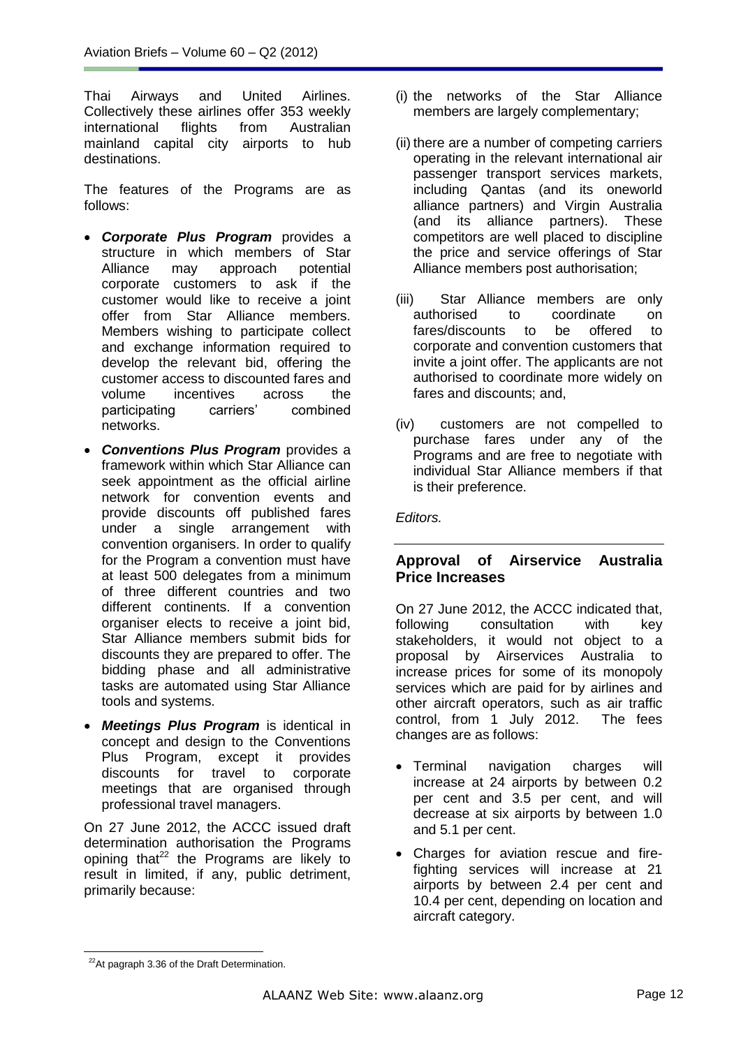Thai Airways and United Airlines. Collectively these airlines offer 353 weekly international flights from Australian mainland capital city airports to hub destinations.

The features of the Programs are as follows:

- ***Corporate Plus Program*** provides a structure in which members of Star Alliance may approach potential corporate customers to ask if the customer would like to receive a joint offer from Star Alliance members. Members wishing to participate collect and exchange information required to develop the relevant bid, offering the customer access to discounted fares and volume incentives across the participating carriers' combined networks.
- ***Conventions Plus Program*** provides a framework within which Star Alliance can seek appointment as the official airline network for convention events and provide discounts off published fares under a single arrangement with convention organisers. In order to qualify for the Program a convention must have at least 500 delegates from a minimum of three different countries and two different continents. If a convention organiser elects to receive a joint bid, Star Alliance members submit bids for discounts they are prepared to offer. The bidding phase and all administrative tasks are automated using Star Alliance tools and systems.
- ***Meetings Plus Program*** is identical in concept and design to the Conventions Plus Program, except it provides discounts for travel to corporate meetings that are organised through professional travel managers.

On 27 June 2012, the ACCC issued draft determination authorisation the Programs opining that[22] the Programs are likely to result in limited, if any, public detriment, primarily because:

(i) the networks of the Star Alliance members are largely complementary;

(ii) there are a number of competing carriers operating in the relevant international air passenger transport services markets, including Qantas (and its oneworld alliance partners) and Virgin Australia (and its alliance partners). These competitors are well placed to discipline the price and service offerings of Star Alliance members post authorisation;

(iii) Star Alliance members are only authorised to coordinate on fares/discounts to be offered to corporate and convention customers that invite a joint offer. The applicants are not authorised to coordinate more widely on fares and discounts; and,

(iv) customers are not compelled to purchase fares under any of the Programs and are free to negotiate with individual Star Alliance members if that is their preference.

*Editors.*

---

## Approval of Airservice Australia Price Increases

On 27 June 2012, the ACCC indicated that, following consultation with key stakeholders, it would not object to a proposal by Airservices Australia to increase prices for some of its monopoly services which are paid for by airlines and other aircraft operators, such as air traffic control, from 1 July 2012. The fees changes are as follows:

- Terminal navigation charges will increase at 24 airports by between 0.2 per cent and 3.5 per cent, and will decrease at six airports by between 1.0 and 5.1 per cent.
- Charges for aviation rescue and fire-fighting services will increase at 21 airports by between 2.4 per cent and 10.4 per cent, depending on location and aircraft category.

---

[22] At pagraph 3.36 of the Draft Determination.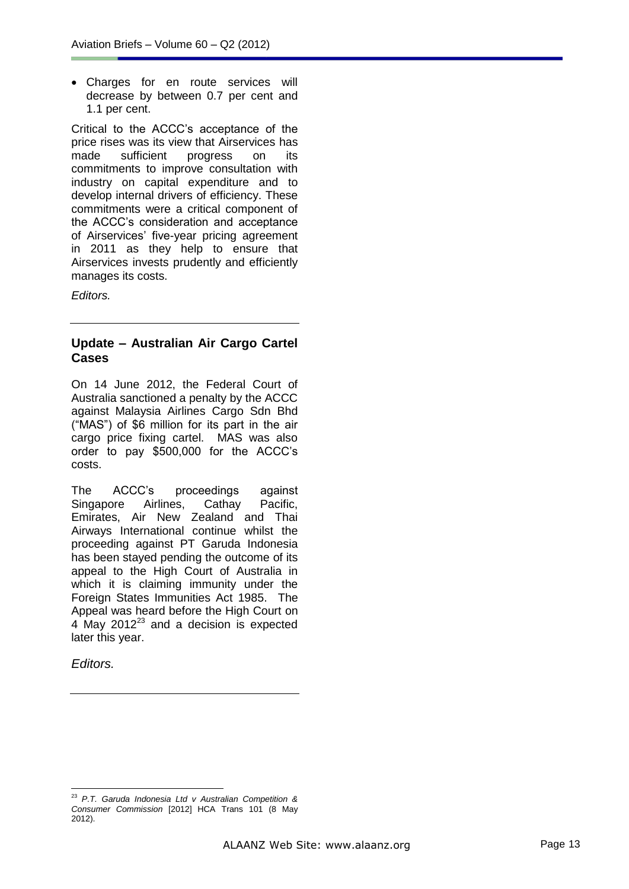- Charges for en route services will decrease by between 0.7 per cent and 1.1 per cent.

Critical to the ACCC's acceptance of the price rises was its view that Airservices has made sufficient progress on its commitments to improve consultation with industry on capital expenditure and to develop internal drivers of efficiency. These commitments were a critical component of the ACCC's consideration and acceptance of Airservices' five-year pricing agreement in 2011 as they help to ensure that Airservices invests prudently and efficiently manages its costs.

*Editors.*

---

## Update – Australian Air Cargo Cartel Cases

On 14 June 2012, the Federal Court of Australia sanctioned a penalty by the ACCC against Malaysia Airlines Cargo Sdn Bhd ("MAS") of $6 million for its part in the air cargo price fixing cartel. MAS was also order to pay $500,000 for the ACCC's costs.

The ACCC's proceedings against Singapore Airlines, Cathay Pacific, Emirates, Air New Zealand and Thai Airways International continue whilst the proceeding against PT Garuda Indonesia has been stayed pending the outcome of its appeal to the High Court of Australia in which it is claiming immunity under the Foreign States Immunities Act 1985. The Appeal was heard before the High Court on 4 May 2012[23] and a decision is expected later this year.

*Editors.*

---

[23] *P.T. Garuda Indonesia Ltd v Australian Competition & Consumer Commission* [2012] HCA Trans 101 (8 May 2012).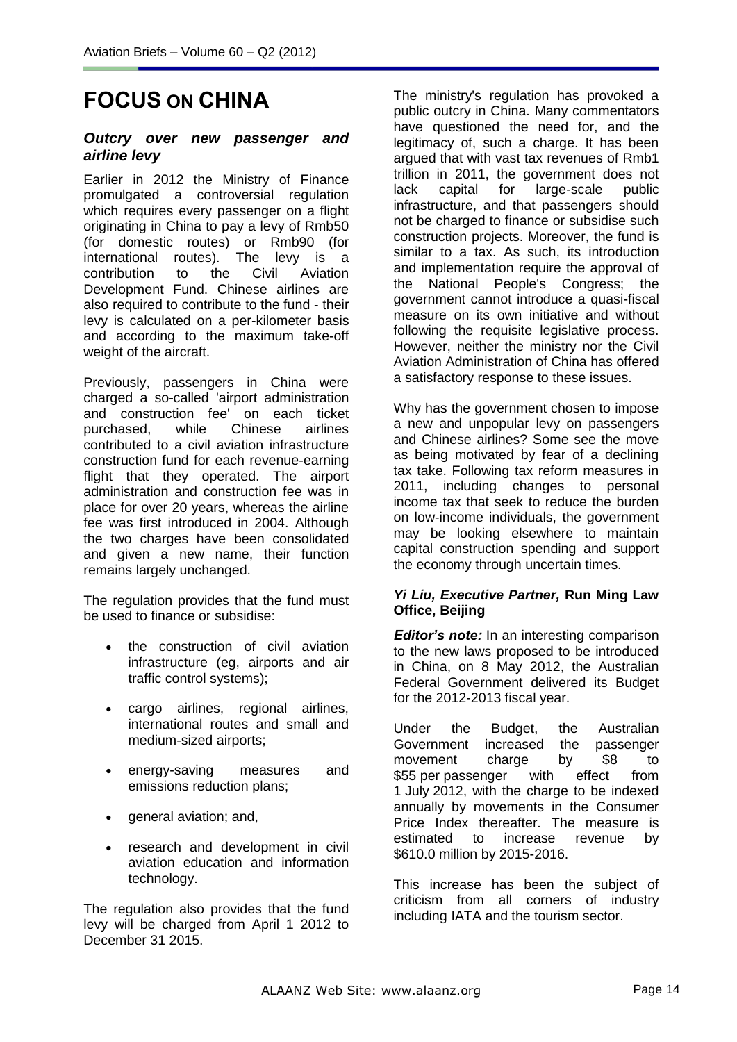# FOCUS ON CHINA

### *Outcry over new passenger and airline levy*

Earlier in 2012 the Ministry of Finance promulgated a controversial regulation which requires every passenger on a flight originating in China to pay a levy of Rmb50 (for domestic routes) or Rmb90 (for international routes). The levy is a contribution to the Civil Aviation Development Fund. Chinese airlines are also required to contribute to the fund - their levy is calculated on a per-kilometer basis and according to the maximum take-off weight of the aircraft.

Previously, passengers in China were charged a so-called 'airport administration and construction fee' on each ticket purchased, while Chinese airlines contributed to a civil aviation infrastructure construction fund for each revenue-earning flight that they operated. The airport administration and construction fee was in place for over 20 years, whereas the airline fee was first introduced in 2004. Although the two charges have been consolidated and given a new name, their function remains largely unchanged.

The regulation provides that the fund must be used to finance or subsidise:

- the construction of civil aviation infrastructure (eg, airports and air traffic control systems);
- cargo airlines, regional airlines, international routes and small and medium-sized airports;
- energy-saving measures and emissions reduction plans;
- general aviation; and,
- research and development in civil aviation education and information technology.

The regulation also provides that the fund levy will be charged from April 1 2012 to December 31 2015.

The ministry's regulation has provoked a public outcry in China. Many commentators have questioned the need for, and the legitimacy of, such a charge. It has been argued that with vast tax revenues of Rmb1 trillion in 2011, the government does not lack capital for large-scale public infrastructure, and that passengers should not be charged to finance or subsidise such construction projects. Moreover, the fund is similar to a tax. As such, its introduction and implementation require the approval of the National People's Congress; the government cannot introduce a quasi-fiscal measure on its own initiative and without following the requisite legislative process. However, neither the ministry nor the Civil Aviation Administration of China has offered a satisfactory response to these issues.

Why has the government chosen to impose a new and unpopular levy on passengers and Chinese airlines? Some see the move as being motivated by fear of a declining tax take. Following tax reform measures in 2011, including changes to personal income tax that seek to reduce the burden on low-income individuals, the government may be looking elsewhere to maintain capital construction spending and support the economy through uncertain times.

***Yi Liu, Executive Partner,* Run Ming Law Office, Beijing**

***Editor's note:*** In an interesting comparison to the new laws proposed to be introduced in China, on 8 May 2012, the Australian Federal Government delivered its Budget for the 2012-2013 fiscal year.

Under the Budget, the Australian Government increased the passenger movement charge by $8 to $55 per passenger with effect from 1 July 2012, with the charge to be indexed annually by movements in the Consumer Price Index thereafter. The measure is estimated to increase revenue by $610.0 million by 2015-2016.

This increase has been the subject of criticism from all corners of industry including IATA and the tourism sector.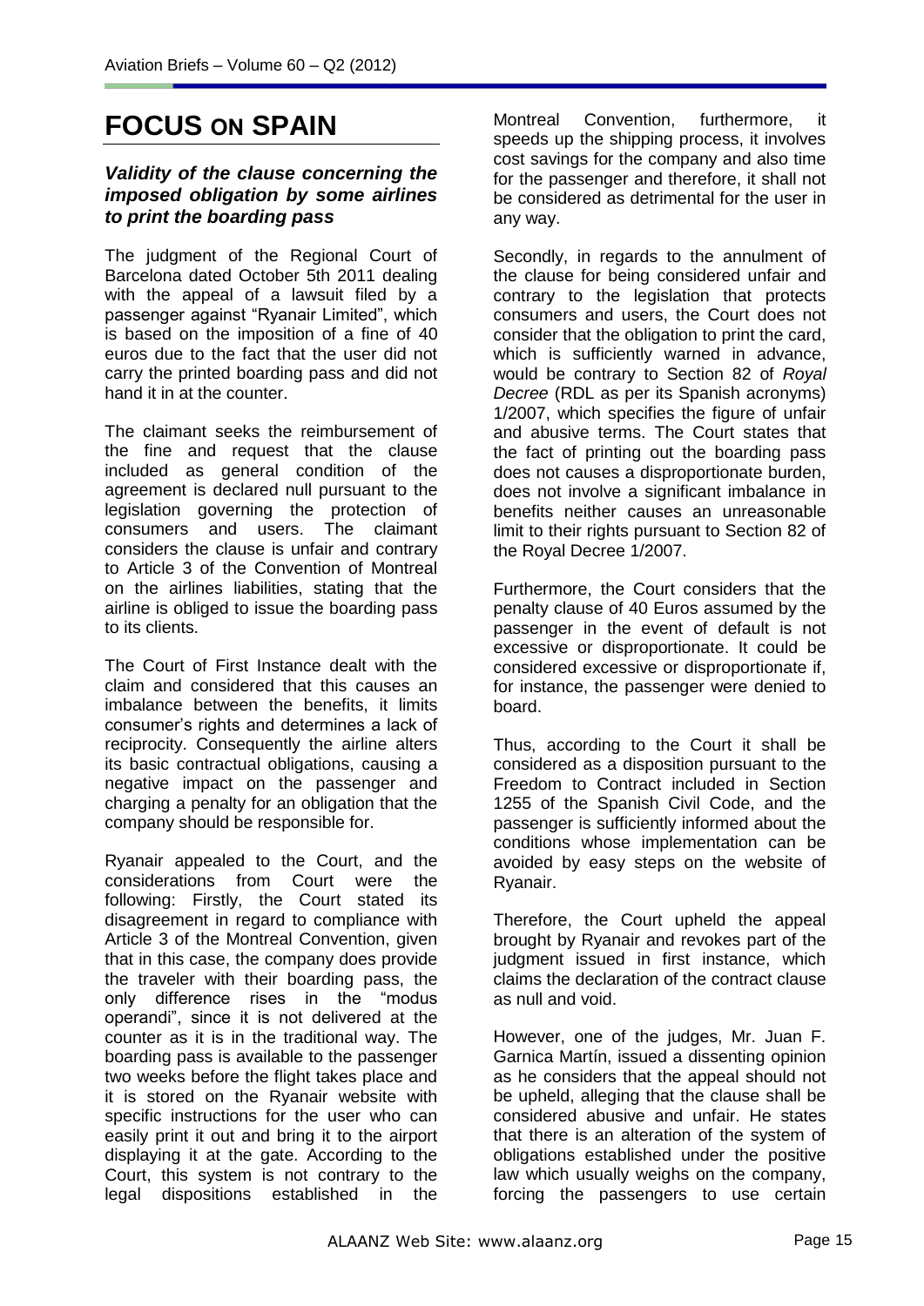# FOCUS ON SPAIN

***Validity of the clause concerning the imposed obligation by some airlines to print the boarding pass***

The judgment of the Regional Court of Barcelona dated October 5th 2011 dealing with the appeal of a lawsuit filed by a passenger against "Ryanair Limited", which is based on the imposition of a fine of 40 euros due to the fact that the user did not carry the printed boarding pass and did not hand it in at the counter.

The claimant seeks the reimbursement of the fine and request that the clause included as general condition of the agreement is declared null pursuant to the legislation governing the protection of consumers and users. The claimant considers the clause is unfair and contrary to Article 3 of the Convention of Montreal on the airlines liabilities, stating that the airline is obliged to issue the boarding pass to its clients.

The Court of First Instance dealt with the claim and considered that this causes an imbalance between the benefits, it limits consumer's rights and determines a lack of reciprocity. Consequently the airline alters its basic contractual obligations, causing a negative impact on the passenger and charging a penalty for an obligation that the company should be responsible for.

Ryanair appealed to the Court, and the considerations from Court were the following: Firstly, the Court stated its disagreement in regard to compliance with Article 3 of the Montreal Convention, given that in this case, the company does provide the traveler with their boarding pass, the only difference rises in the "modus operandi", since it is not delivered at the counter as it is in the traditional way. The boarding pass is available to the passenger two weeks before the flight takes place and it is stored on the Ryanair website with specific instructions for the user who can easily print it out and bring it to the airport displaying it at the gate. According to the Court, this system is not contrary to the legal dispositions established in the Montreal Convention, furthermore, it speeds up the shipping process, it involves cost savings for the company and also time for the passenger and therefore, it shall not be considered as detrimental for the user in any way.

Secondly, in regards to the annulment of the clause for being considered unfair and contrary to the legislation that protects consumers and users, the Court does not consider that the obligation to print the card, which is sufficiently warned in advance, would be contrary to Section 82 of *Royal Decree* (RDL as per its Spanish acronyms) 1/2007, which specifies the figure of unfair and abusive terms. The Court states that the fact of printing out the boarding pass does not causes a disproportionate burden, does not involve a significant imbalance in benefits neither causes an unreasonable limit to their rights pursuant to Section 82 of the Royal Decree 1/2007.

Furthermore, the Court considers that the penalty clause of 40 Euros assumed by the passenger in the event of default is not excessive or disproportionate. It could be considered excessive or disproportionate if, for instance, the passenger were denied to board.

Thus, according to the Court it shall be considered as a disposition pursuant to the Freedom to Contract included in Section 1255 of the Spanish Civil Code, and the passenger is sufficiently informed about the conditions whose implementation can be avoided by easy steps on the website of Ryanair.

Therefore, the Court upheld the appeal brought by Ryanair and revokes part of the judgment issued in first instance, which claims the declaration of the contract clause as null and void.

However, one of the judges, Mr. Juan F. Garnica Martín, issued a dissenting opinion as he considers that the appeal should not be upheld, alleging that the clause shall be considered abusive and unfair. He states that there is an alteration of the system of obligations established under the positive law which usually weighs on the company, forcing the passengers to use certain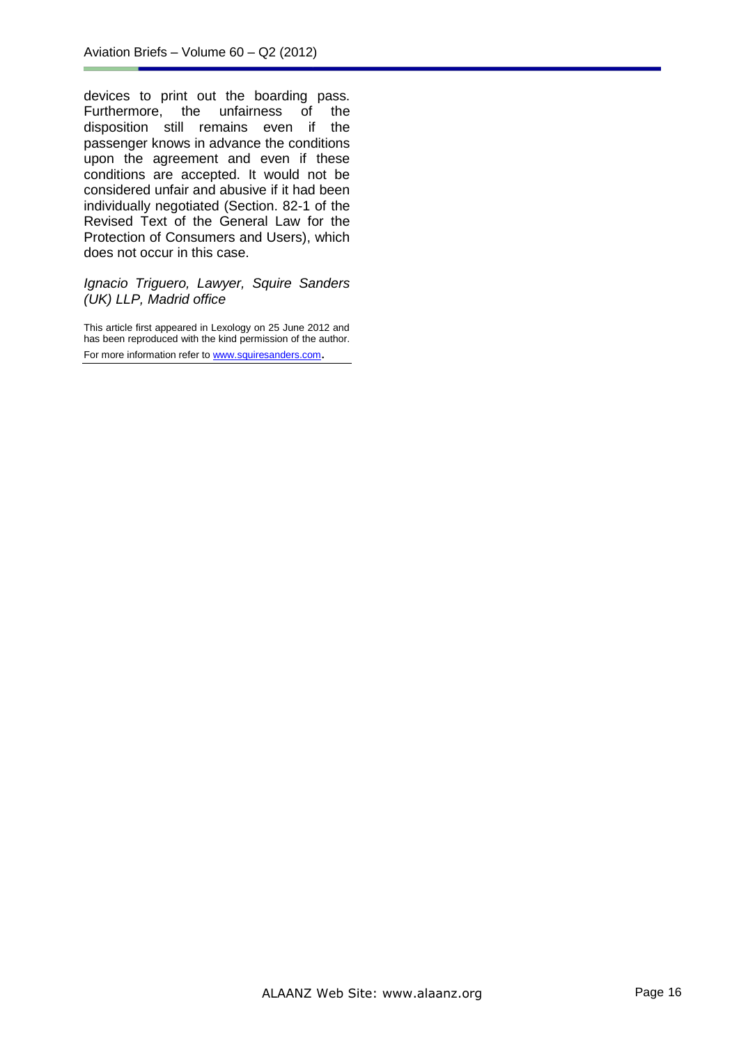devices to print out the boarding pass. Furthermore, the unfairness of the disposition still remains even if the passenger knows in advance the conditions upon the agreement and even if these conditions are accepted. It would not be considered unfair and abusive if it had been individually negotiated (Section. 82-1 of the Revised Text of the General Law for the Protection of Consumers and Users), which does not occur in this case.

*Ignacio Triguero, Lawyer, Squire Sanders (UK) LLP, Madrid office*

This article first appeared in Lexology on 25 June 2012 and has been reproduced with the kind permission of the author.

For more information refer to www.squiresanders.com.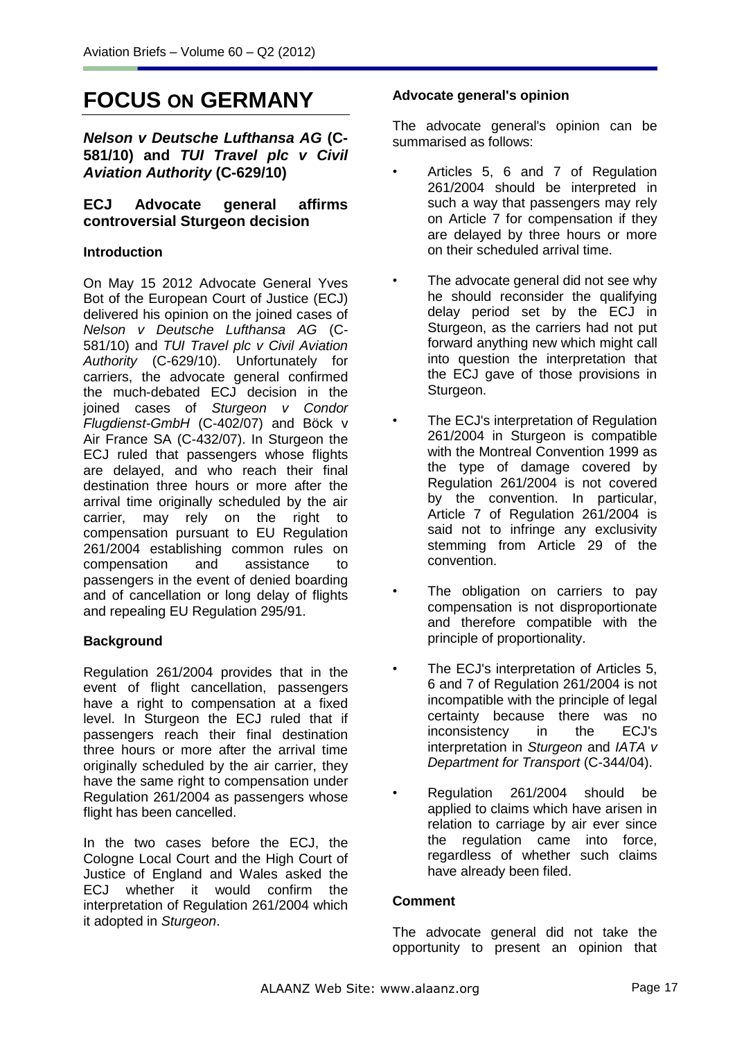# FOCUS ON GERMANY

***Nelson v Deutsche Lufthansa AG* (C-581/10) and *TUI Travel plc v Civil Aviation Authority* (C-629/10)**

## ECJ Advocate general affirms controversial Sturgeon decision

### Introduction

On May 15 2012 Advocate General Yves Bot of the European Court of Justice (ECJ) delivered his opinion on the joined cases of *Nelson v Deutsche Lufthansa AG* (C-581/10) and *TUI Travel plc v Civil Aviation Authority* (C-629/10). Unfortunately for carriers, the advocate general confirmed the much-debated ECJ decision in the joined cases of *Sturgeon v Condor Flugdienst-GmbH* (C-402/07) and Böck v Air France SA (C-432/07). In Sturgeon the ECJ ruled that passengers whose flights are delayed, and who reach their final destination three hours or more after the arrival time originally scheduled by the air carrier, may rely on the right to compensation pursuant to EU Regulation 261/2004 establishing common rules on compensation and assistance to passengers in the event of denied boarding and of cancellation or long delay of flights and repealing EU Regulation 295/91.

### Background

Regulation 261/2004 provides that in the event of flight cancellation, passengers have a right to compensation at a fixed level. In Sturgeon the ECJ ruled that if passengers reach their final destination three hours or more after the arrival time originally scheduled by the air carrier, they have the same right to compensation under Regulation 261/2004 as passengers whose flight has been cancelled.

In the two cases before the ECJ, the Cologne Local Court and the High Court of Justice of England and Wales asked the ECJ whether it would confirm the interpretation of Regulation 261/2004 which it adopted in *Sturgeon*.

### Advocate general's opinion

The advocate general's opinion can be summarised as follows:

- Articles 5, 6 and 7 of Regulation 261/2004 should be interpreted in such a way that passengers may rely on Article 7 for compensation if they are delayed by three hours or more on their scheduled arrival time.
- The advocate general did not see why he should reconsider the qualifying delay period set by the ECJ in Sturgeon, as the carriers had not put forward anything new which might call into question the interpretation that the ECJ gave of those provisions in Sturgeon.
- The ECJ's interpretation of Regulation 261/2004 in Sturgeon is compatible with the Montreal Convention 1999 as the type of damage covered by Regulation 261/2004 is not covered by the convention. In particular, Article 7 of Regulation 261/2004 is said not to infringe any exclusivity stemming from Article 29 of the convention.
- The obligation on carriers to pay compensation is not disproportionate and therefore compatible with the principle of proportionality.
- The ECJ's interpretation of Articles 5, 6 and 7 of Regulation 261/2004 is not incompatible with the principle of legal certainty because there was no inconsistency in the ECJ's interpretation in *Sturgeon* and *IATA v Department for Transport* (C-344/04).
- Regulation 261/2004 should be applied to claims which have arisen in relation to carriage by air ever since the regulation came into force, regardless of whether such claims have already been filed.

### Comment

The advocate general did not take the opportunity to present an opinion that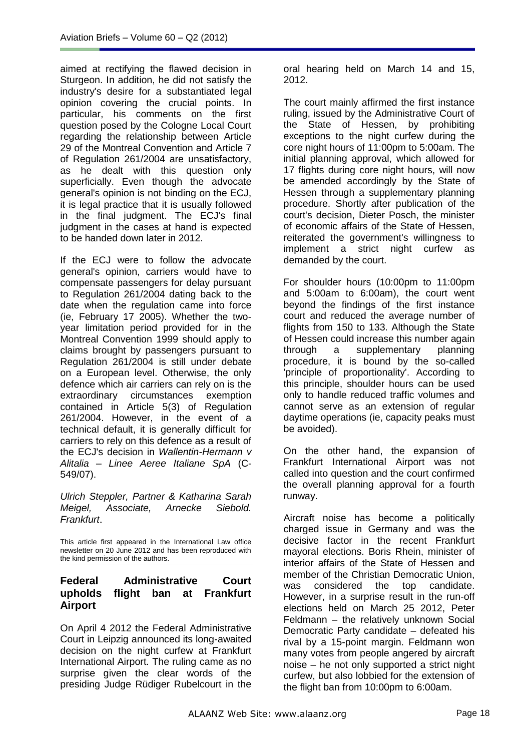aimed at rectifying the flawed decision in Sturgeon. In addition, he did not satisfy the industry's desire for a substantiated legal opinion covering the crucial points. In particular, his comments on the first question posed by the Cologne Local Court regarding the relationship between Article 29 of the Montreal Convention and Article 7 of Regulation 261/2004 are unsatisfactory, as he dealt with this question only superficially. Even though the advocate general's opinion is not binding on the ECJ, it is legal practice that it is usually followed in the final judgment. The ECJ's final judgment in the cases at hand is expected to be handed down later in 2012.

If the ECJ were to follow the advocate general's opinion, carriers would have to compensate passengers for delay pursuant to Regulation 261/2004 dating back to the date when the regulation came into force (ie, February 17 2005). Whether the two-year limitation period provided for in the Montreal Convention 1999 should apply to claims brought by passengers pursuant to Regulation 261/2004 is still under debate on a European level. Otherwise, the only defence which air carriers can rely on is the extraordinary circumstances exemption contained in Article 5(3) of Regulation 261/2004. However, in the event of a technical default, it is generally difficult for carriers to rely on this defence as a result of the ECJ's decision in *Wallentin-Hermann v Alitalia – Linee Aeree Italiane SpA* (C-549/07).

*Ulrich Steppler, Partner & Katharina Sarah Meigel, Associate, Arnecke Siebold. Frankfurt*.

This article first appeared in the International Law office newsletter on 20 June 2012 and has been reproduced with the kind permission of the authors.

## Federal Administrative Court upholds flight ban at Frankfurt Airport

On April 4 2012 the Federal Administrative Court in Leipzig announced its long-awaited decision on the night curfew at Frankfurt International Airport. The ruling came as no surprise given the clear words of the presiding Judge Rüdiger Rubelcourt in the oral hearing held on March 14 and 15, 2012.

The court mainly affirmed the first instance ruling, issued by the Administrative Court of the State of Hessen, by prohibiting exceptions to the night curfew during the core night hours of 11:00pm to 5:00am. The initial planning approval, which allowed for 17 flights during core night hours, will now be amended accordingly by the State of Hessen through a supplementary planning procedure. Shortly after publication of the court's decision, Dieter Posch, the minister of economic affairs of the State of Hessen, reiterated the government's willingness to implement a strict night curfew as demanded by the court.

For shoulder hours (10:00pm to 11:00pm and 5:00am to 6:00am), the court went beyond the findings of the first instance court and reduced the average number of flights from 150 to 133. Although the State of Hessen could increase this number again through a supplementary planning procedure, it is bound by the so-called 'principle of proportionality'. According to this principle, shoulder hours can be used only to handle reduced traffic volumes and cannot serve as an extension of regular daytime operations (ie, capacity peaks must be avoided).

On the other hand, the expansion of Frankfurt International Airport was not called into question and the court confirmed the overall planning approval for a fourth runway.

Aircraft noise has become a politically charged issue in Germany and was the decisive factor in the recent Frankfurt mayoral elections. Boris Rhein, minister of interior affairs of the State of Hessen and member of the Christian Democratic Union, was considered the top candidate. However, in a surprise result in the run-off elections held on March 25 2012, Peter Feldmann – the relatively unknown Social Democratic Party candidate – defeated his rival by a 15-point margin. Feldmann won many votes from people angered by aircraft noise – he not only supported a strict night curfew, but also lobbied for the extension of the flight ban from 10:00pm to 6:00am.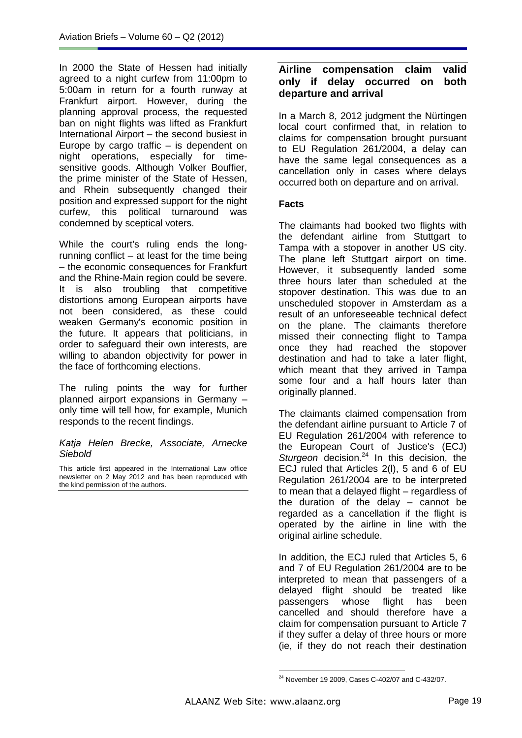In 2000 the State of Hessen had initially agreed to a night curfew from 11:00pm to 5:00am in return for a fourth runway at Frankfurt airport. However, during the planning approval process, the requested ban on night flights was lifted as Frankfurt International Airport – the second busiest in Europe by cargo traffic – is dependent on night operations, especially for time-sensitive goods. Although Volker Bouffier, the prime minister of the State of Hessen, and Rhein subsequently changed their position and expressed support for the night curfew, this political turnaround was condemned by sceptical voters.

While the court's ruling ends the long-running conflict – at least for the time being – the economic consequences for Frankfurt and the Rhine-Main region could be severe. It is also troubling that competitive distortions among European airports have not been considered, as these could weaken Germany's economic position in the future. It appears that politicians, in order to safeguard their own interests, are willing to abandon objectivity for power in the face of forthcoming elections.

The ruling points the way for further planned airport expansions in Germany – only time will tell how, for example, Munich responds to the recent findings.

*Katja Helen Brecke, Associate, Arnecke Siebold*

This article first appeared in the International Law office newsletter on 2 May 2012 and has been reproduced with the kind permission of the authors.

## Airline compensation claim valid only if delay occurred on both departure and arrival

In a March 8, 2012 judgment the Nürtingen local court confirmed that, in relation to claims for compensation brought pursuant to EU Regulation 261/2004, a delay can have the same legal consequences as a cancellation only in cases where delays occurred both on departure and on arrival.

### Facts

The claimants had booked two flights with the defendant airline from Stuttgart to Tampa with a stopover in another US city. The plane left Stuttgart airport on time. However, it subsequently landed some three hours later than scheduled at the stopover destination. This was due to an unscheduled stopover in Amsterdam as a result of an unforeseeable technical defect on the plane. The claimants therefore missed their connecting flight to Tampa once they had reached the stopover destination and had to take a later flight, which meant that they arrived in Tampa some four and a half hours later than originally planned.

The claimants claimed compensation from the defendant airline pursuant to Article 7 of EU Regulation 261/2004 with reference to the European Court of Justice's (ECJ) *Sturgeon* decision.[24] In this decision, the ECJ ruled that Articles 2(l), 5 and 6 of EU Regulation 261/2004 are to be interpreted to mean that a delayed flight – regardless of the duration of the delay – cannot be regarded as a cancellation if the flight is operated by the airline in line with the original airline schedule.

In addition, the ECJ ruled that Articles 5, 6 and 7 of EU Regulation 261/2004 are to be interpreted to mean that passengers of a delayed flight should be treated like passengers whose flight has been cancelled and should therefore have a claim for compensation pursuant to Article 7 if they suffer a delay of three hours or more (ie, if they do not reach their destination

[24] November 19 2009, Cases C-402/07 and C-432/07.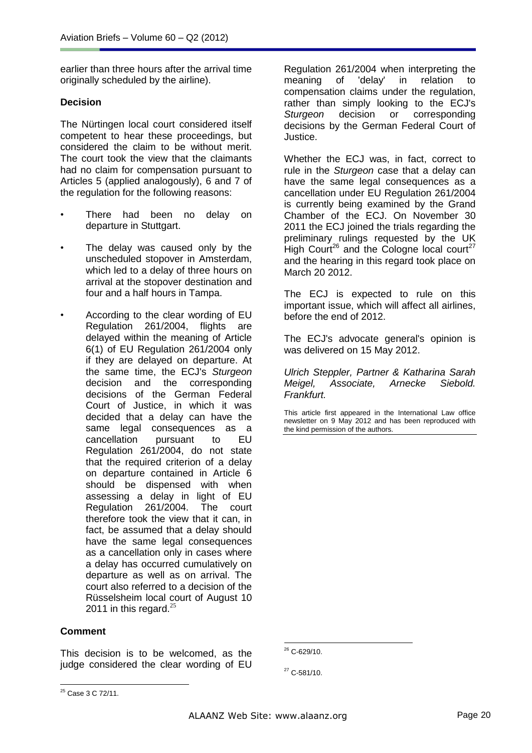earlier than three hours after the arrival time originally scheduled by the airline).

**Decision**

The Nürtingen local court considered itself competent to hear these proceedings, but considered the claim to be without merit. The court took the view that the claimants had no claim for compensation pursuant to Articles 5 (applied analogously), 6 and 7 of the regulation for the following reasons:

- There had been no delay on departure in Stuttgart.
- The delay was caused only by the unscheduled stopover in Amsterdam, which led to a delay of three hours on arrival at the stopover destination and four and a half hours in Tampa.
- According to the clear wording of EU Regulation 261/2004, flights are delayed within the meaning of Article 6(1) of EU Regulation 261/2004 only if they are delayed on departure. At the same time, the ECJ's *Sturgeon* decision and the corresponding decisions of the German Federal Court of Justice, in which it was decided that a delay can have the same legal consequences as a cancellation pursuant to EU Regulation 261/2004, do not state that the required criterion of a delay on departure contained in Article 6 should be dispensed with when assessing a delay in light of EU Regulation 261/2004. The court therefore took the view that it can, in fact, be assumed that a delay should have the same legal consequences as a cancellation only in cases where a delay has occurred cumulatively on departure as well as on arrival. The court also referred to a decision of the Rüsselsheim local court of August 10 2011 in this regard.[25]

**Comment**

This decision is to be welcomed, as the judge considered the clear wording of EU Regulation 261/2004 when interpreting the meaning of 'delay' in relation to compensation claims under the regulation, rather than simply looking to the ECJ's *Sturgeon* decision or corresponding decisions by the German Federal Court of Justice.

Whether the ECJ was, in fact, correct to rule in the *Sturgeon* case that a delay can have the same legal consequences as a cancellation under EU Regulation 261/2004 is currently being examined by the Grand Chamber of the ECJ. On November 30 2011 the ECJ joined the trials regarding the preliminary rulings requested by the UK High Court[26] and the Cologne local court[27] and the hearing in this regard took place on March 20 2012.

The ECJ is expected to rule on this important issue, which will affect all airlines, before the end of 2012.

The ECJ's advocate general's opinion is was delivered on 15 May 2012.

*Ulrich Steppler, Partner & Katharina Sarah Meigel, Associate, Arnecke Siebold. Frankfurt.*

This article first appeared in the International Law office newsletter on 9 May 2012 and has been reproduced with the kind permission of the authors.

[25] Case 3 C 72/11.

[26] C-629/10.

[27] C-581/10.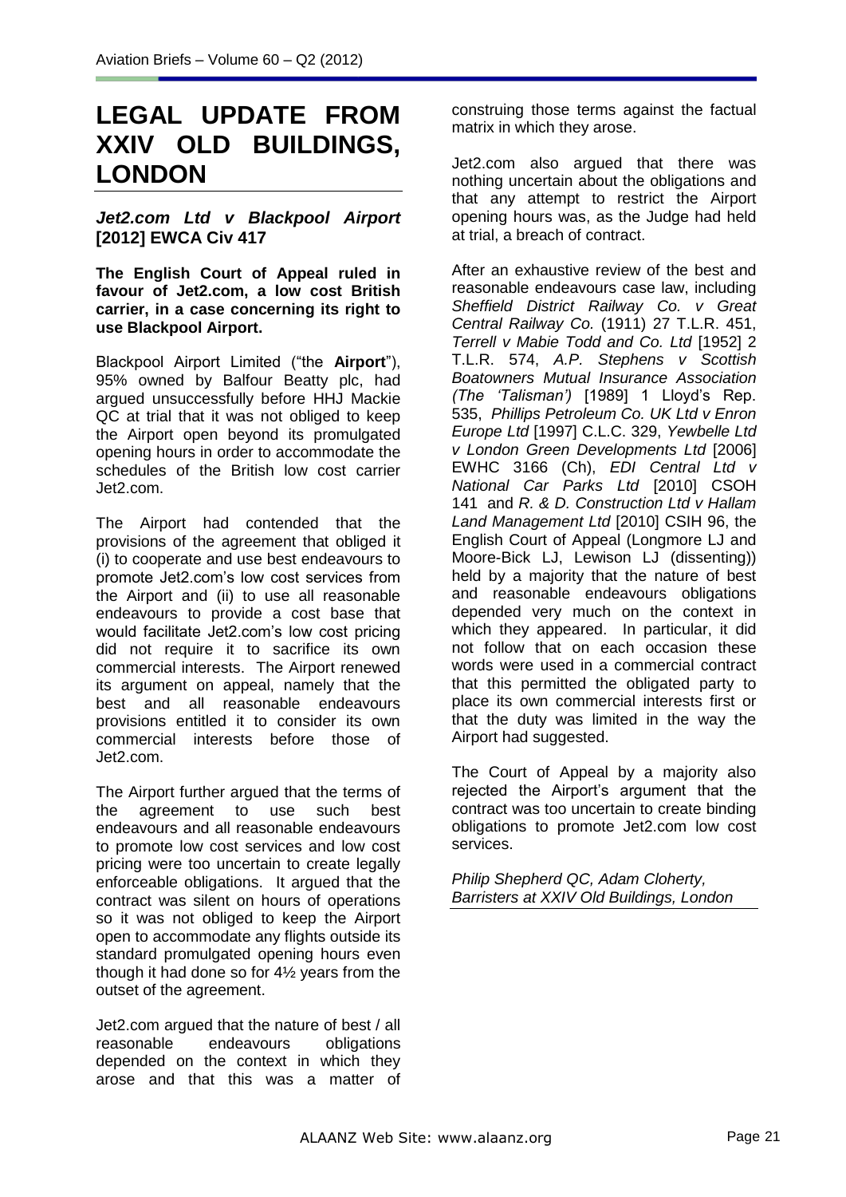# LEGAL UPDATE FROM XXIV OLD BUILDINGS, LONDON

### *Jet2.com Ltd v Blackpool Airport* [2012] EWCA Civ 417

**The English Court of Appeal ruled in favour of Jet2.com, a low cost British carrier, in a case concerning its right to use Blackpool Airport.**

Blackpool Airport Limited ("the **Airport**"), 95% owned by Balfour Beatty plc, had argued unsuccessfully before HHJ Mackie QC at trial that it was not obliged to keep the Airport open beyond its promulgated opening hours in order to accommodate the schedules of the British low cost carrier Jet2.com.

The Airport had contended that the provisions of the agreement that obliged it (i) to cooperate and use best endeavours to promote Jet2.com's low cost services from the Airport and (ii) to use all reasonable endeavours to provide a cost base that would facilitate Jet2.com's low cost pricing did not require it to sacrifice its own commercial interests. The Airport renewed its argument on appeal, namely that the best and all reasonable endeavours provisions entitled it to consider its own commercial interests before those of Jet2.com.

The Airport further argued that the terms of the agreement to use such best endeavours and all reasonable endeavours to promote low cost services and low cost pricing were too uncertain to create legally enforceable obligations. It argued that the contract was silent on hours of operations so it was not obliged to keep the Airport open to accommodate any flights outside its standard promulgated opening hours even though it had done so for 4½ years from the outset of the agreement.

Jet2.com argued that the nature of best / all reasonable endeavours obligations depended on the context in which they arose and that this was a matter of construing those terms against the factual matrix in which they arose.

Jet2.com also argued that there was nothing uncertain about the obligations and that any attempt to restrict the Airport opening hours was, as the Judge had held at trial, a breach of contract.

After an exhaustive review of the best and reasonable endeavours case law, including *Sheffield District Railway Co. v Great Central Railway Co.* (1911) 27 T.L.R. 451, *Terrell v Mabie Todd and Co. Ltd* [1952] 2 T.L.R. 574, *A.P. Stephens v Scottish Boatowners Mutual Insurance Association (The 'Talisman')* [1989] 1 Lloyd's Rep. 535, *Phillips Petroleum Co. UK Ltd v Enron Europe Ltd* [1997] C.L.C. 329, *Yewbelle Ltd v London Green Developments Ltd* [2006] EWHC 3166 (Ch), *EDI Central Ltd v National Car Parks Ltd* [2010] CSOH 141 and *R. & D. Construction Ltd v Hallam Land Management Ltd* [2010] CSIH 96, the English Court of Appeal (Longmore LJ and Moore-Bick LJ, Lewison LJ (dissenting)) held by a majority that the nature of best and reasonable endeavours obligations depended very much on the context in which they appeared. In particular, it did not follow that on each occasion these words were used in a commercial contract that this permitted the obligated party to place its own commercial interests first or that the duty was limited in the way the Airport had suggested.

The Court of Appeal by a majority also rejected the Airport's argument that the contract was too uncertain to create binding obligations to promote Jet2.com low cost services.

*Philip Shepherd QC, Adam Cloherty, Barristers at XXIV Old Buildings, London*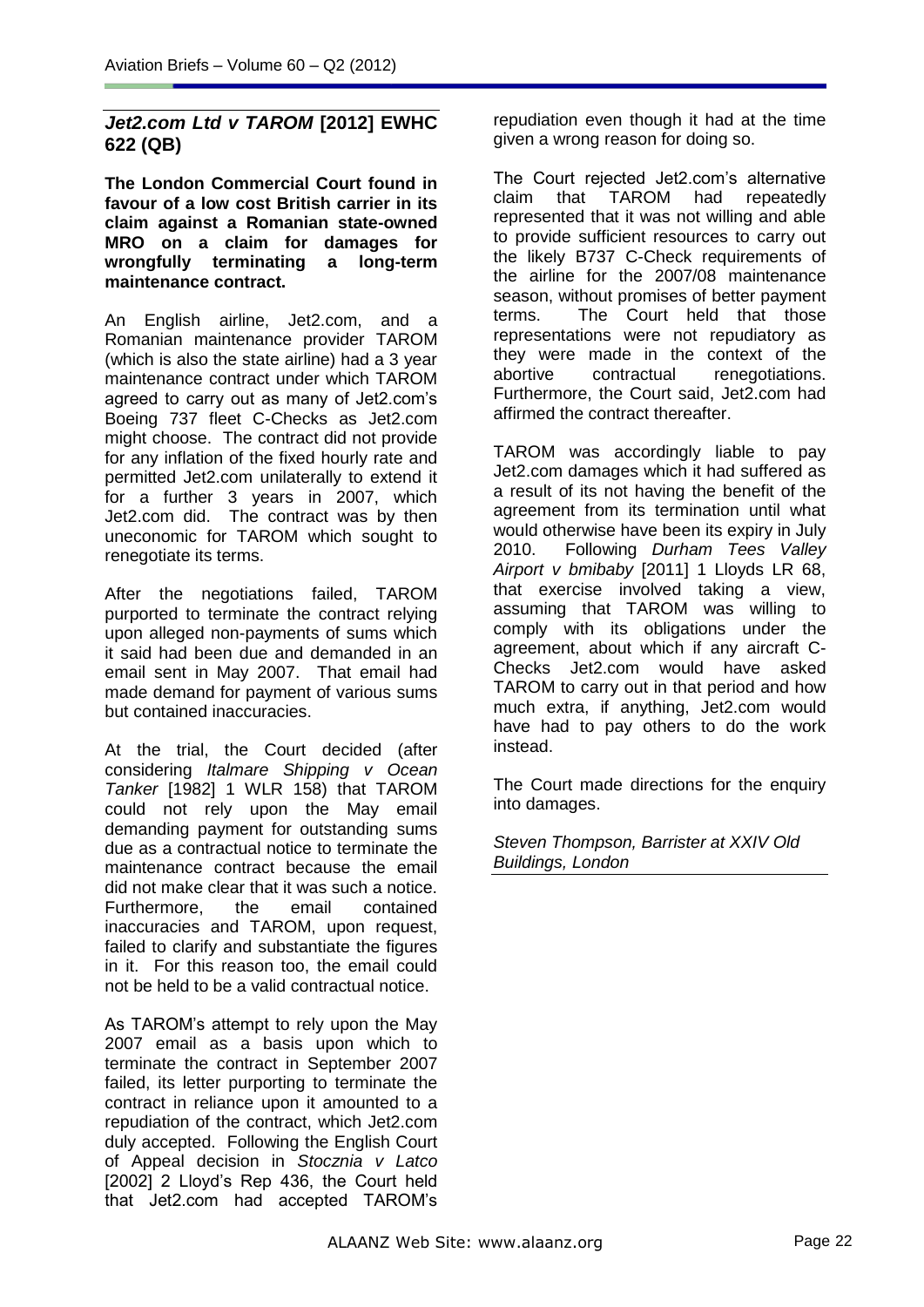## *Jet2.com Ltd v TAROM* [2012] EWHC 622 (QB)

**The London Commercial Court found in favour of a low cost British carrier in its claim against a Romanian state-owned MRO on a claim for damages for wrongfully terminating a long-term maintenance contract.**

An English airline, Jet2.com, and a Romanian maintenance provider TAROM (which is also the state airline) had a 3 year maintenance contract under which TAROM agreed to carry out as many of Jet2.com's Boeing 737 fleet C-Checks as Jet2.com might choose. The contract did not provide for any inflation of the fixed hourly rate and permitted Jet2.com unilaterally to extend it for a further 3 years in 2007, which Jet2.com did. The contract was by then uneconomic for TAROM which sought to renegotiate its terms.

After the negotiations failed, TAROM purported to terminate the contract relying upon alleged non-payments of sums which it said had been due and demanded in an email sent in May 2007. That email had made demand for payment of various sums but contained inaccuracies.

At the trial, the Court decided (after considering *Italmare Shipping v Ocean Tanker* [1982] 1 WLR 158) that TAROM could not rely upon the May email demanding payment for outstanding sums due as a contractual notice to terminate the maintenance contract because the email did not make clear that it was such a notice. Furthermore, the email contained inaccuracies and TAROM, upon request, failed to clarify and substantiate the figures in it. For this reason too, the email could not be held to be a valid contractual notice.

As TAROM's attempt to rely upon the May 2007 email as a basis upon which to terminate the contract in September 2007 failed, its letter purporting to terminate the contract in reliance upon it amounted to a repudiation of the contract, which Jet2.com duly accepted. Following the English Court of Appeal decision in *Stocznia v Latco* [2002] 2 Lloyd's Rep 436, the Court held that Jet2.com had accepted TAROM's repudiation even though it had at the time given a wrong reason for doing so.

The Court rejected Jet2.com's alternative claim that TAROM had repeatedly represented that it was not willing and able to provide sufficient resources to carry out the likely B737 C-Check requirements of the airline for the 2007/08 maintenance season, without promises of better payment terms. The Court held that those representations were not repudiatory as they were made in the context of the abortive contractual renegotiations. Furthermore, the Court said, Jet2.com had affirmed the contract thereafter.

TAROM was accordingly liable to pay Jet2.com damages which it had suffered as a result of its not having the benefit of the agreement from its termination until what would otherwise have been its expiry in July 2010. Following *Durham Tees Valley Airport v bmibaby* [2011] 1 Lloyds LR 68, that exercise involved taking a view, assuming that TAROM was willing to comply with its obligations under the agreement, about which if any aircraft C-Checks Jet2.com would have asked TAROM to carry out in that period and how much extra, if anything, Jet2.com would have had to pay others to do the work instead.

The Court made directions for the enquiry into damages.

*Steven Thompson, Barrister at XXIV Old Buildings, London*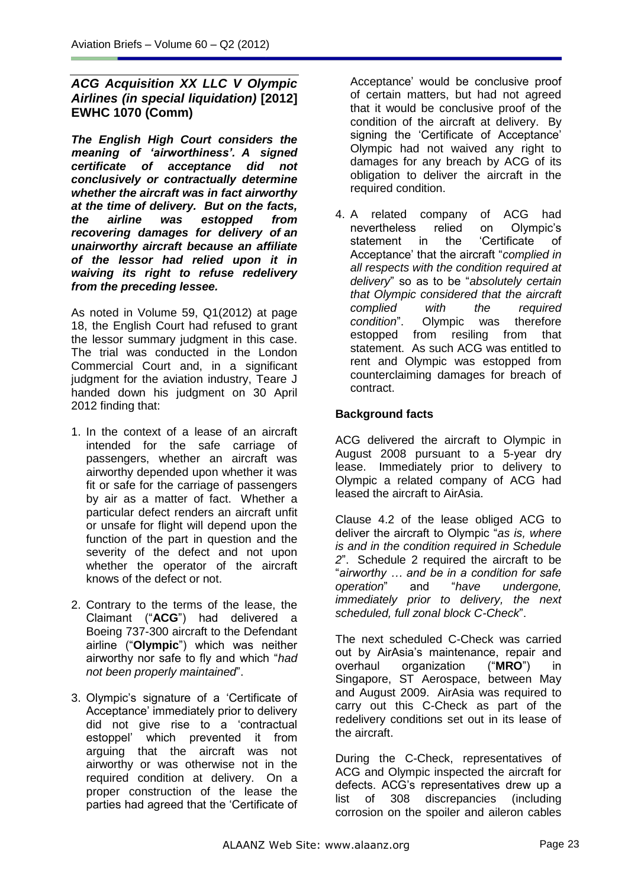## *ACG Acquisition XX LLC V Olympic Airlines (in special liquidation)* [2012] EWHC 1070 (Comm)

***The English High Court considers the meaning of 'airworthiness'. A signed certificate of acceptance did not conclusively or contractually determine whether the aircraft was in fact airworthy at the time of delivery. But on the facts, the airline was estopped from recovering damages for delivery of an unairworthy aircraft because an affiliate of the lessor had relied upon it in waiving its right to refuse redelivery from the preceding lessee.***

As noted in Volume 59, Q1(2012) at page 18, the English Court had refused to grant the lessor summary judgment in this case. The trial was conducted in the London Commercial Court and, in a significant judgment for the aviation industry, Teare J handed down his judgment on 30 April 2012 finding that:

1. In the context of a lease of an aircraft intended for the safe carriage of passengers, whether an aircraft was airworthy depended upon whether it was fit or safe for the carriage of passengers by air as a matter of fact. Whether a particular defect renders an aircraft unfit or unsafe for flight will depend upon the function of the part in question and the severity of the defect and not upon whether the operator of the aircraft knows of the defect or not.

2. Contrary to the terms of the lease, the Claimant ("**ACG**") had delivered a Boeing 737-300 aircraft to the Defendant airline ("**Olympic**") which was neither airworthy nor safe to fly and which "*had not been properly maintained*".

3. Olympic's signature of a 'Certificate of Acceptance' immediately prior to delivery did not give rise to a 'contractual estoppel' which prevented it from arguing that the aircraft was not airworthy or was otherwise not in the required condition at delivery. On a proper construction of the lease the parties had agreed that the 'Certificate of Acceptance' would be conclusive proof of certain matters, but had not agreed that it would be conclusive proof of the condition of the aircraft at delivery. By signing the 'Certificate of Acceptance' Olympic had not waived any right to damages for any breach by ACG of its obligation to deliver the aircraft in the required condition.

4. A related company of ACG had nevertheless relied on Olympic's statement in the 'Certificate of Acceptance' that the aircraft "*complied in all respects with the condition required at delivery*" so as to be "*absolutely certain that Olympic considered that the aircraft complied with the required condition*". Olympic was therefore estopped from resiling from that statement. As such ACG was entitled to rent and Olympic was estopped from counterclaiming damages for breach of contract.

### Background facts

ACG delivered the aircraft to Olympic in August 2008 pursuant to a 5-year dry lease. Immediately prior to delivery to Olympic a related company of ACG had leased the aircraft to AirAsia.

Clause 4.2 of the lease obliged ACG to deliver the aircraft to Olympic "*as is, where is and in the condition required in Schedule 2*". Schedule 2 required the aircraft to be "*airworthy … and be in a condition for safe operation*" and "*have undergone, immediately prior to delivery, the next scheduled, full zonal block C-Check*".

The next scheduled C-Check was carried out by AirAsia's maintenance, repair and overhaul organization ("**MRO**") in Singapore, ST Aerospace, between May and August 2009. AirAsia was required to carry out this C-Check as part of the redelivery conditions set out in its lease of the aircraft.

During the C-Check, representatives of ACG and Olympic inspected the aircraft for defects. ACG's representatives drew up a list of 308 discrepancies (including corrosion on the spoiler and aileron cables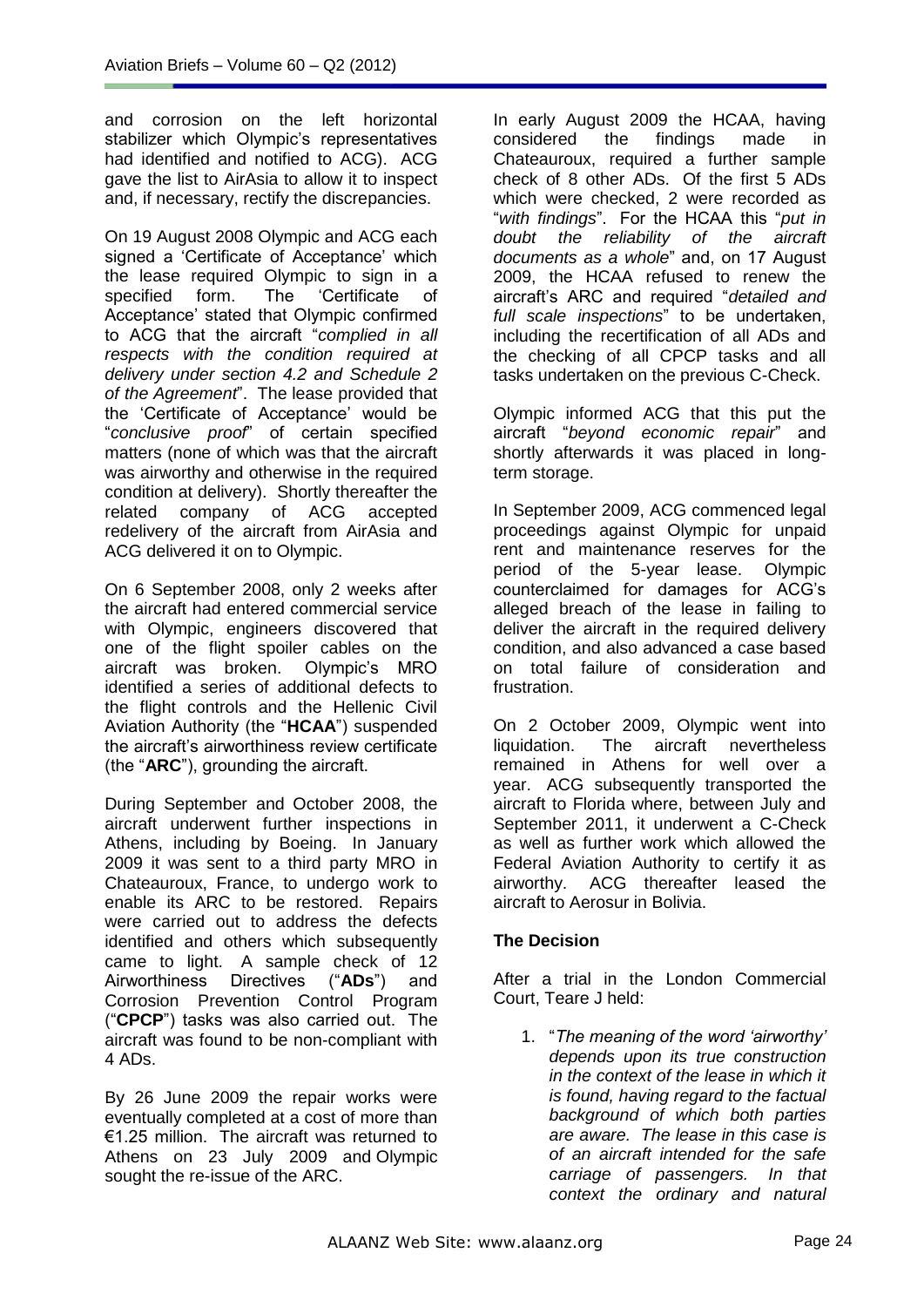and corrosion on the left horizontal stabilizer which Olympic's representatives had identified and notified to ACG). ACG gave the list to AirAsia to allow it to inspect and, if necessary, rectify the discrepancies.

On 19 August 2008 Olympic and ACG each signed a 'Certificate of Acceptance' which the lease required Olympic to sign in a specified form. The 'Certificate of Acceptance' stated that Olympic confirmed to ACG that the aircraft "*complied in all respects with the condition required at delivery under section 4.2 and Schedule 2 of the Agreement*". The lease provided that the 'Certificate of Acceptance' would be "*conclusive proof*" of certain specified matters (none of which was that the aircraft was airworthy and otherwise in the required condition at delivery). Shortly thereafter the related company of ACG accepted redelivery of the aircraft from AirAsia and ACG delivered it on to Olympic.

On 6 September 2008, only 2 weeks after the aircraft had entered commercial service with Olympic, engineers discovered that one of the flight spoiler cables on the aircraft was broken. Olympic's MRO identified a series of additional defects to the flight controls and the Hellenic Civil Aviation Authority (the "**HCAA**") suspended the aircraft's airworthiness review certificate (the "**ARC**"), grounding the aircraft.

During September and October 2008, the aircraft underwent further inspections in Athens, including by Boeing. In January 2009 it was sent to a third party MRO in Chateauroux, France, to undergo work to enable its ARC to be restored. Repairs were carried out to address the defects identified and others which subsequently came to light. A sample check of 12 Airworthiness Directives ("**ADs**") and Corrosion Prevention Control Program ("**CPCP**") tasks was also carried out. The aircraft was found to be non-compliant with 4 ADs.

By 26 June 2009 the repair works were eventually completed at a cost of more than €1.25 million. The aircraft was returned to Athens on 23 July 2009 and Olympic sought the re-issue of the ARC.

In early August 2009 the HCAA, having considered the findings made in Chateauroux, required a further sample check of 8 other ADs. Of the first 5 ADs which were checked, 2 were recorded as "*with findings*". For the HCAA this "*put in doubt the reliability of the aircraft documents as a whole*" and, on 17 August 2009, the HCAA refused to renew the aircraft's ARC and required "*detailed and full scale inspections*" to be undertaken, including the recertification of all ADs and the checking of all CPCP tasks and all tasks undertaken on the previous C-Check.

Olympic informed ACG that this put the aircraft "*beyond economic repair*" and shortly afterwards it was placed in long-term storage.

In September 2009, ACG commenced legal proceedings against Olympic for unpaid rent and maintenance reserves for the period of the 5-year lease. Olympic counterclaimed for damages for ACG's alleged breach of the lease in failing to deliver the aircraft in the required delivery condition, and also advanced a case based on total failure of consideration and frustration.

On 2 October 2009, Olympic went into liquidation. The aircraft nevertheless remained in Athens for well over a year. ACG subsequently transported the aircraft to Florida where, between July and September 2011, it underwent a C-Check as well as further work which allowed the Federal Aviation Authority to certify it as airworthy. ACG thereafter leased the aircraft to Aerosur in Bolivia.

**The Decision**

After a trial in the London Commercial Court, Teare J held:

1. "*The meaning of the word 'airworthy' depends upon its true construction in the context of the lease in which it is found, having regard to the factual background of which both parties are aware. The lease in this case is of an aircraft intended for the safe carriage of passengers. In that context the ordinary and natural*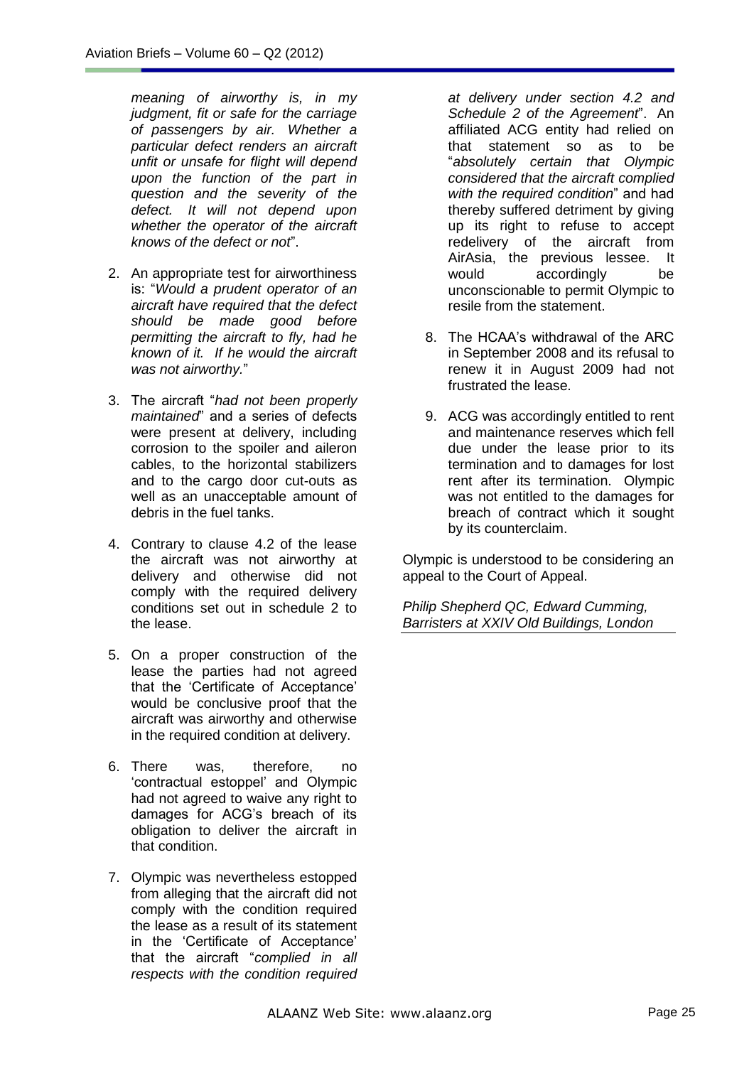*meaning of airworthy is, in my judgment, fit or safe for the carriage of passengers by air. Whether a particular defect renders an aircraft unfit or unsafe for flight will depend upon the function of the part in question and the severity of the defect. It will not depend upon whether the operator of the aircraft knows of the defect or not*".

2. An appropriate test for airworthiness is: "*Would a prudent operator of an aircraft have required that the defect should be made good before permitting the aircraft to fly, had he known of it. If he would the aircraft was not airworthy.*"

3. The aircraft "*had not been properly maintained*" and a series of defects were present at delivery, including corrosion to the spoiler and aileron cables, to the horizontal stabilizers and to the cargo door cut-outs as well as an unacceptable amount of debris in the fuel tanks.

4. Contrary to clause 4.2 of the lease the aircraft was not airworthy at delivery and otherwise did not comply with the required delivery conditions set out in schedule 2 to the lease.

5. On a proper construction of the lease the parties had not agreed that the 'Certificate of Acceptance' would be conclusive proof that the aircraft was airworthy and otherwise in the required condition at delivery.

6. There was, therefore, no 'contractual estoppel' and Olympic had not agreed to waive any right to damages for ACG's breach of its obligation to deliver the aircraft in that condition.

7. Olympic was nevertheless estopped from alleging that the aircraft did not comply with the condition required the lease as a result of its statement in the 'Certificate of Acceptance' that the aircraft "*complied in all respects with the condition required at delivery under section 4.2 and Schedule 2 of the Agreement*". An affiliated ACG entity had relied on that statement so as to be "*absolutely certain that Olympic considered that the aircraft complied with the required condition*" and had thereby suffered detriment by giving up its right to refuse to accept redelivery of the aircraft from AirAsia, the previous lessee. It would accordingly be unconscionable to permit Olympic to resile from the statement.

8. The HCAA's withdrawal of the ARC in September 2008 and its refusal to renew it in August 2009 had not frustrated the lease.

9. ACG was accordingly entitled to rent and maintenance reserves which fell due under the lease prior to its termination and to damages for lost rent after its termination. Olympic was not entitled to the damages for breach of contract which it sought by its counterclaim.

Olympic is understood to be considering an appeal to the Court of Appeal.

*Philip Shepherd QC, Edward Cumming, Barristers at XXIV Old Buildings, London*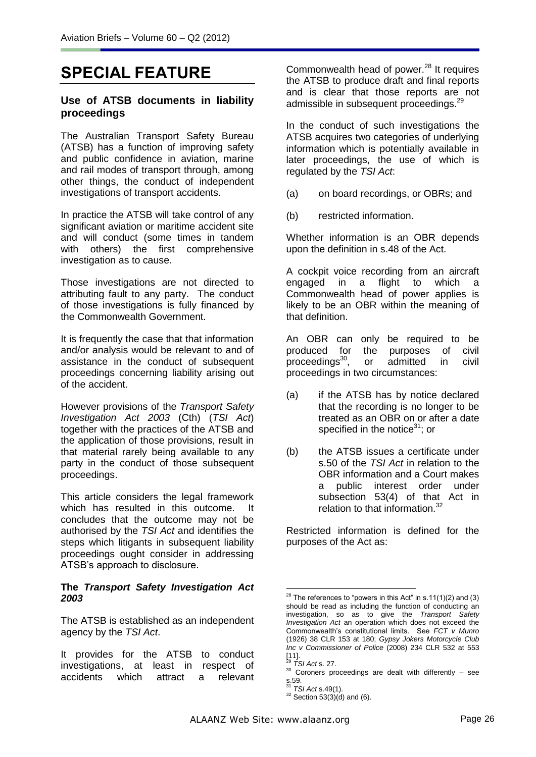# SPECIAL FEATURE

### Use of ATSB documents in liability proceedings

The Australian Transport Safety Bureau (ATSB) has a function of improving safety and public confidence in aviation, marine and rail modes of transport through, among other things, the conduct of independent investigations of transport accidents.

In practice the ATSB will take control of any significant aviation or maritime accident site and will conduct (some times in tandem with others) the first comprehensive investigation as to cause.

Those investigations are not directed to attributing fault to any party. The conduct of those investigations is fully financed by the Commonwealth Government.

It is frequently the case that that information and/or analysis would be relevant to and of assistance in the conduct of subsequent proceedings concerning liability arising out of the accident.

However provisions of the *Transport Safety Investigation Act 2003* (Cth) (*TSI Act*) together with the practices of the ATSB and the application of those provisions, result in that material rarely being available to any party in the conduct of those subsequent proceedings.

This article considers the legal framework which has resulted in this outcome. It concludes that the outcome may not be authorised by the *TSI Act* and identifies the steps which litigants in subsequent liability proceedings ought consider in addressing ATSB's approach to disclosure.

#### The *Transport Safety Investigation Act 2003*

The ATSB is established as an independent agency by the *TSI Act*.

It provides for the ATSB to conduct investigations, at least in respect of accidents which attract a relevant Commonwealth head of power.[28] It requires the ATSB to produce draft and final reports and is clear that those reports are not admissible in subsequent proceedings.[29]

In the conduct of such investigations the ATSB acquires two categories of underlying information which is potentially available in later proceedings, the use of which is regulated by the *TSI Act*:

(a) on board recordings, or OBRs; and

(b) restricted information.

Whether information is an OBR depends upon the definition in s.48 of the Act.

A cockpit voice recording from an aircraft engaged in a flight to which a Commonwealth head of power applies is likely to be an OBR within the meaning of that definition.

An OBR can only be required to be produced for the purposes of civil proceedings[30], or admitted in civil proceedings in two circumstances:

(a) if the ATSB has by notice declared that the recording is no longer to be treated as an OBR on or after a date specified in the notice[31]; or

(b) the ATSB issues a certificate under s.50 of the *TSI Act* in relation to the OBR information and a Court makes a public interest order under subsection 53(4) of that Act in relation to that information.[32]

Restricted information is defined for the purposes of the Act as:

---

[28] The references to "powers in this Act" in s.11(1)(2) and (3) should be read as including the function of conducting an investigation, so as to give the *Transport Safety Investigation Act* an operation which does not exceed the Commonwealth's constitutional limits. See *FCT v Munro* (1926) 38 CLR 153 at 180; *Gypsy Jokers Motorcycle Club Inc v Commissioner of Police* (2008) 234 CLR 532 at 553 [11].

[29] *TSI Act* s. 27.

[30] Coroners proceedings are dealt with differently – see s.59.

[31] *TSI Act* s.49(1).

[32] Section 53(3)(d) and (6).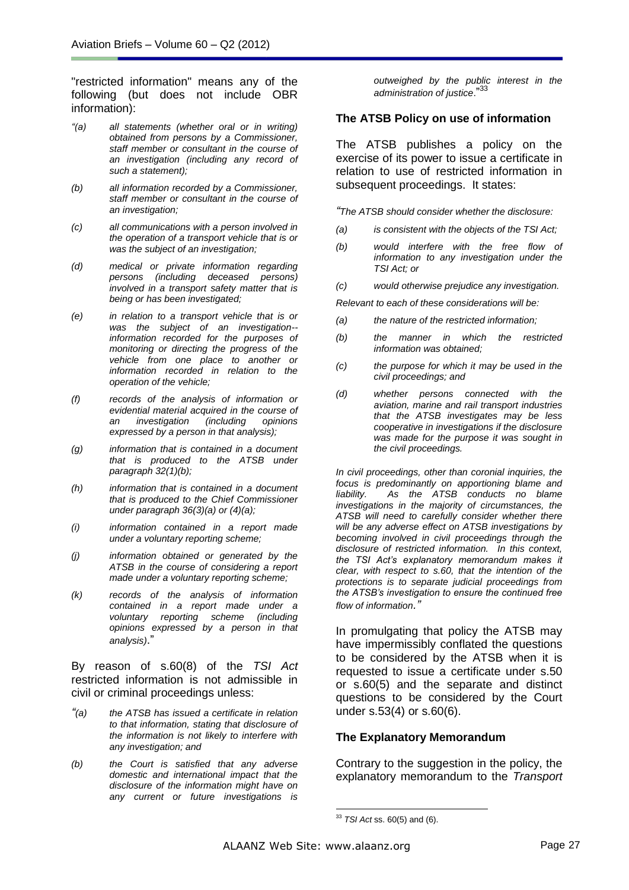"restricted information" means any of the following (but does not include OBR information):

- *"(a) all statements (whether oral or in writing) obtained from persons by a Commissioner, staff member or consultant in the course of an investigation (including any record of such a statement);*
- *(b) all information recorded by a Commissioner, staff member or consultant in the course of an investigation;*
- *(c) all communications with a person involved in the operation of a transport vehicle that is or was the subject of an investigation;*
- *(d) medical or private information regarding persons (including deceased persons) involved in a transport safety matter that is being or has been investigated;*
- *(e) in relation to a transport vehicle that is or was the subject of an investigation--information recorded for the purposes of monitoring or directing the progress of the vehicle from one place to another or information recorded in relation to the operation of the vehicle;*
- *(f) records of the analysis of information or evidential material acquired in the course of an investigation (including opinions expressed by a person in that analysis);*
- *(g) information that is contained in a document that is produced to the ATSB under paragraph 32(1)(b);*
- *(h) information that is contained in a document that is produced to the Chief Commissioner under paragraph 36(3)(a) or (4)(a);*
- *(i) information contained in a report made under a voluntary reporting scheme;*
- *(j) information obtained or generated by the ATSB in the course of considering a report made under a voluntary reporting scheme;*
- *(k) records of the analysis of information contained in a report made under a voluntary reporting scheme (including opinions expressed by a person in that analysis)."*

By reason of s.60(8) of the *TSI Act* restricted information is not admissible in civil or criminal proceedings unless:

- *"(a) the ATSB has issued a certificate in relation to that information, stating that disclosure of the information is not likely to interfere with any investigation; and*
- *(b) the Court is satisfied that any adverse domestic and international impact that the disclosure of the information might have on any current or future investigations is outweighed by the public interest in the administration of justice."*[33]

### The ATSB Policy on use of information

The ATSB publishes a policy on the exercise of its power to issue a certificate in relation to use of restricted information in subsequent proceedings. It states:

*"The ATSB should consider whether the disclosure:*

- *(a) is consistent with the objects of the TSI Act;*
- *(b) would interfere with the free flow of information to any investigation under the TSI Act; or*
- *(c) would otherwise prejudice any investigation.*

*Relevant to each of these considerations will be:*

- *(a) the nature of the restricted information;*
- *(b) the manner in which the restricted information was obtained;*
- *(c) the purpose for which it may be used in the civil proceedings; and*
- *(d) whether persons connected with the aviation, marine and rail transport industries that the ATSB investigates may be less cooperative in investigations if the disclosure was made for the purpose it was sought in the civil proceedings.*

*In civil proceedings, other than coronial inquiries, the focus is predominantly on apportioning blame and liability. As the ATSB conducts no blame investigations in the majority of circumstances, the ATSB will need to carefully consider whether there will be any adverse effect on ATSB investigations by becoming involved in civil proceedings through the disclosure of restricted information. In this context, the TSI Act's explanatory memorandum makes it clear, with respect to s.60, that the intention of the protections is to separate judicial proceedings from the ATSB's investigation to ensure the continued free flow of information."*

In promulgating that policy the ATSB may have impermissibly conflated the questions to be considered by the ATSB when it is requested to issue a certificate under s.50 or s.60(5) and the separate and distinct questions to be considered by the Court under s.53(4) or s.60(6).

### The Explanatory Memorandum

Contrary to the suggestion in the policy, the explanatory memorandum to the *Transport*

---

[33] *TSI Act* ss. 60(5) and (6).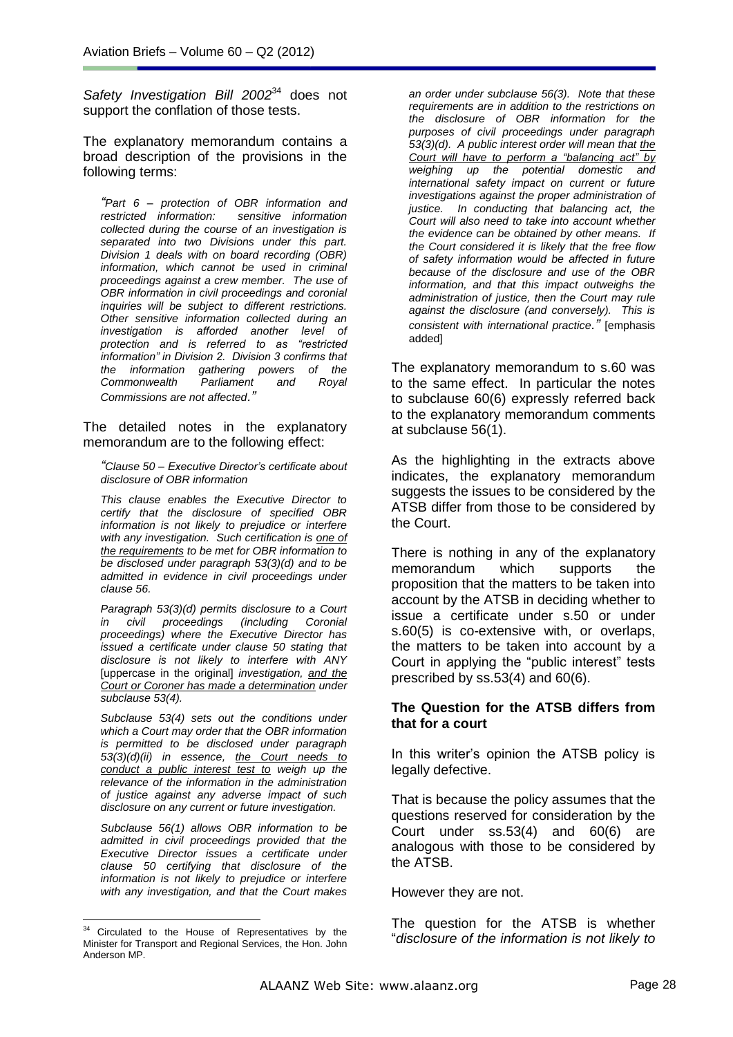*Safety Investigation Bill 2002*[34] does not support the conflation of those tests.

The explanatory memorandum contains a broad description of the provisions in the following terms:

> *"Part 6 – protection of OBR information and restricted information: sensitive information collected during the course of an investigation is separated into two Divisions under this part. Division 1 deals with on board recording (OBR) information, which cannot be used in criminal proceedings against a crew member. The use of OBR information in civil proceedings and coronial inquiries will be subject to different restrictions. Other sensitive information collected during an investigation is afforded another level of protection and is referred to as "restricted information" in Division 2. Division 3 confirms that the information gathering powers of the Commonwealth Parliament and Royal Commissions are not affected."*

The detailed notes in the explanatory memorandum are to the following effect:

> *"Clause 50 – Executive Director's certificate about disclosure of OBR information*
>
> *This clause enables the Executive Director to certify that the disclosure of specified OBR information is not likely to prejudice or interfere with any investigation. Such certification is <u>one of the requirements</u> to be met for OBR information to be disclosed under paragraph 53(3)(d) and to be admitted in evidence in civil proceedings under clause 56.*
>
> *Paragraph 53(3)(d) permits disclosure to a Court in civil proceedings (including Coronial proceedings) where the Executive Director has issued a certificate under clause 50 stating that disclosure is not likely to interfere with ANY* [uppercase in the original] *investigation, <u>and the Court or Coroner has made a determination</u> under subclause 53(4).*
>
> *Subclause 53(4) sets out the conditions under which a Court may order that the OBR information is permitted to be disclosed under paragraph 53(3)(d)(ii) in essence, <u>the Court needs to conduct a public interest test to</u> weigh up the relevance of the information in the administration of justice against any adverse impact of such disclosure on any current or future investigation.*
>
> *Subclause 56(1) allows OBR information to be admitted in civil proceedings provided that the Executive Director issues a certificate under clause 50 certifying that disclosure of the information is not likely to prejudice or interfere with any investigation, and that the Court makes an order under subclause 56(3). Note that these requirements are in addition to the restrictions on the disclosure of OBR information for the purposes of civil proceedings under paragraph 53(3)(d). A public interest order will mean that <u>the Court will have to perform a "balancing act" by</u> weighing up the potential domestic and international safety impact on current or future investigations against the proper administration of justice. In conducting that balancing act, the Court will also need to take into account whether the evidence can be obtained by other means. If the Court considered it is likely that the free flow of safety information would be affected in future because of the disclosure and use of the OBR information, and that this impact outweighs the administration of justice, then the Court may rule against the disclosure (and conversely). This is consistent with international practice."* [emphasis added]

The explanatory memorandum to s.60 was to the same effect. In particular the notes to subclause 60(6) expressly referred back to the explanatory memorandum comments at subclause 56(1).

As the highlighting in the extracts above indicates, the explanatory memorandum suggests the issues to be considered by the ATSB differ from those to be considered by the Court.

There is nothing in any of the explanatory memorandum which supports the proposition that the matters to be taken into account by the ATSB in deciding whether to issue a certificate under s.50 or under s.60(5) is co-extensive with, or overlaps, the matters to be taken into account by a Court in applying the "public interest" tests prescribed by ss.53(4) and 60(6).

**The Question for the ATSB differs from that for a court**

In this writer's opinion the ATSB policy is legally defective.

That is because the policy assumes that the questions reserved for consideration by the Court under ss.53(4) and 60(6) are analogous with those to be considered by the ATSB.

However they are not.

The question for the ATSB is whether "*disclosure of the information is not likely to*

---

[34] Circulated to the House of Representatives by the Minister for Transport and Regional Services, the Hon. John Anderson MP.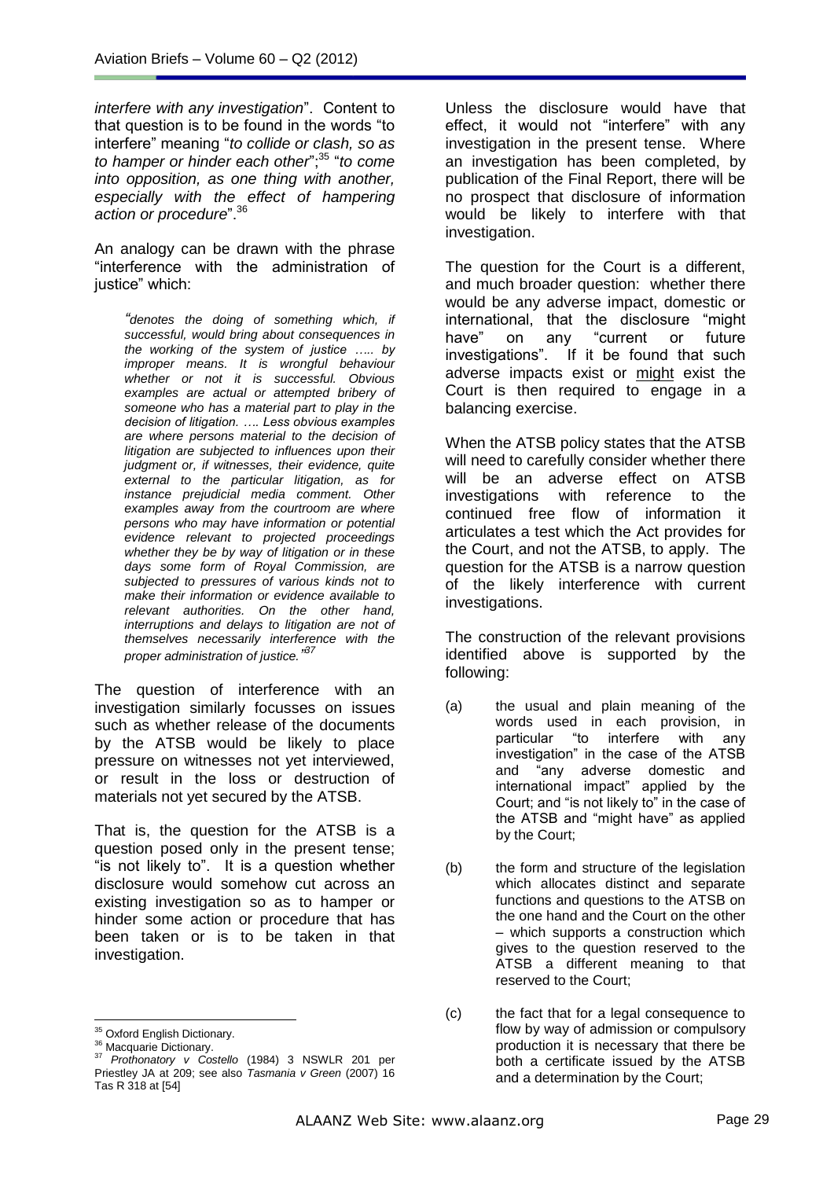*interfere with any investigation*". Content to that question is to be found in the words "to interfere" meaning "*to collide or clash, so as to hamper or hinder each other*";[35] "*to come into opposition, as one thing with another, especially with the effect of hampering action or procedure*".[36]

An analogy can be drawn with the phrase "interference with the administration of justice" which:

> "*denotes the doing of something which, if successful, would bring about consequences in the working of the system of justice ….. by improper means. It is wrongful behaviour whether or not it is successful. Obvious examples are actual or attempted bribery of someone who has a material part to play in the decision of litigation. …. Less obvious examples are where persons material to the decision of litigation are subjected to influences upon their judgment or, if witnesses, their evidence, quite external to the particular litigation, as for instance prejudicial media comment. Other examples away from the courtroom are where persons who may have information or potential evidence relevant to projected proceedings whether they be by way of litigation or in these days some form of Royal Commission, are subjected to pressures of various kinds not to make their information or evidence available to relevant authorities. On the other hand, interruptions and delays to litigation are not of themselves necessarily interference with the proper administration of justice.*"[37]

The question of interference with an investigation similarly focusses on issues such as whether release of the documents by the ATSB would be likely to place pressure on witnesses not yet interviewed, or result in the loss or destruction of materials not yet secured by the ATSB.

That is, the question for the ATSB is a question posed only in the present tense; "is not likely to". It is a question whether disclosure would somehow cut across an existing investigation so as to hamper or hinder some action or procedure that has been taken or is to be taken in that investigation.

Unless the disclosure would have that effect, it would not "interfere" with any investigation in the present tense. Where an investigation has been completed, by publication of the Final Report, there will be no prospect that disclosure of information would be likely to interfere with that investigation.

The question for the Court is a different, and much broader question: whether there would be any adverse impact, domestic or international, that the disclosure "might have" on any "current or future investigations". If it be found that such adverse impacts exist or might exist the Court is then required to engage in a balancing exercise.

When the ATSB policy states that the ATSB will need to carefully consider whether there will be an adverse effect on ATSB investigations with reference to the continued free flow of information it articulates a test which the Act provides for the Court, and not the ATSB, to apply. The question for the ATSB is a narrow question of the likely interference with current investigations.

The construction of the relevant provisions identified above is supported by the following:

(a) the usual and plain meaning of the words used in each provision, in particular "to interfere with any investigation" in the case of the ATSB and "any adverse domestic and international impact" applied by the Court; and "is not likely to" in the case of the ATSB and "might have" as applied by the Court;

(b) the form and structure of the legislation which allocates distinct and separate functions and questions to the ATSB on the one hand and the Court on the other – which supports a construction which gives to the question reserved to the ATSB a different meaning to that reserved to the Court;

(c) the fact that for a legal consequence to flow by way of admission or compulsory production it is necessary that there be both a certificate issued by the ATSB and a determination by the Court;

---

[35] Oxford English Dictionary.

[36] Macquarie Dictionary.

[37] *Prothonatory v Costello* (1984) 3 NSWLR 201 per Priestley JA at 209; see also *Tasmania v Green* (2007) 16 Tas R 318 at [54]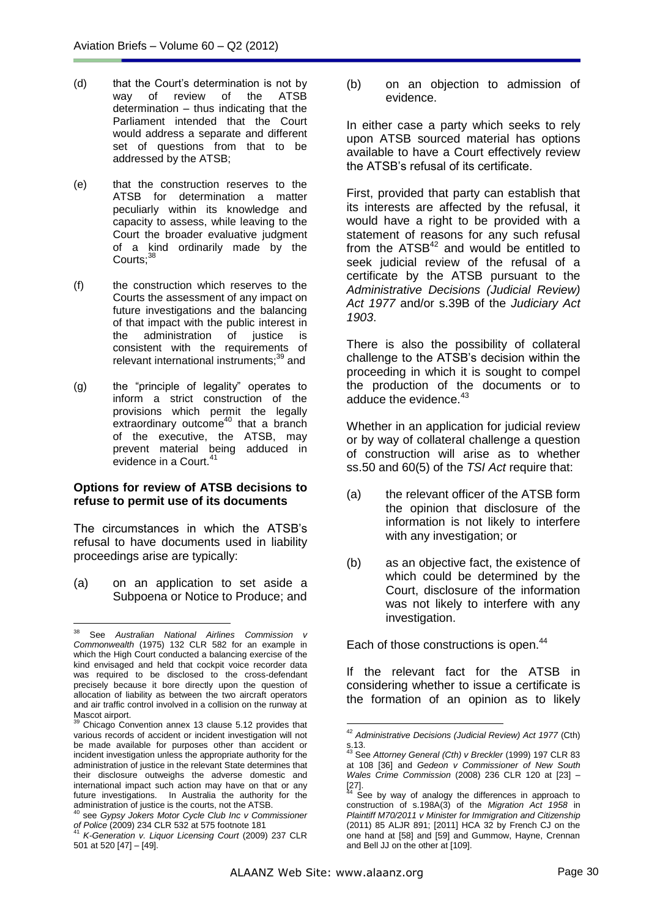(d) that the Court's determination is not by way of review of the ATSB determination – thus indicating that the Parliament intended that the Court would address a separate and different set of questions from that to be addressed by the ATSB;

(e) that the construction reserves to the ATSB for determination a matter peculiarly within its knowledge and capacity to assess, while leaving to the Court the broader evaluative judgment of a kind ordinarily made by the Courts;[38]

(f) the construction which reserves to the Courts the assessment of any impact on future investigations and the balancing of that impact with the public interest in the administration of justice is consistent with the requirements of relevant international instruments;[39] and

(g) the "principle of legality" operates to inform a strict construction of the provisions which permit the legally extraordinary outcome[40] that a branch of the executive, the ATSB, may prevent material being adduced in evidence in a Court.[41]

### Options for review of ATSB decisions to refuse to permit use of its documents

The circumstances in which the ATSB's refusal to have documents used in liability proceedings arise are typically:

(a) on an application to set aside a Subpoena or Notice to Produce; and

(b) on an objection to admission of evidence.

In either case a party which seeks to rely upon ATSB sourced material has options available to have a Court effectively review the ATSB's refusal of its certificate.

First, provided that party can establish that its interests are affected by the refusal, it would have a right to be provided with a statement of reasons for any such refusal from the ATSB[42] and would be entitled to seek judicial review of the refusal of a certificate by the ATSB pursuant to the *Administrative Decisions (Judicial Review) Act 1977* and/or s.39B of the *Judiciary Act 1903*.

There is also the possibility of collateral challenge to the ATSB's decision within the proceeding in which it is sought to compel the production of the documents or to adduce the evidence.[43]

Whether in an application for judicial review or by way of collateral challenge a question of construction will arise as to whether ss.50 and 60(5) of the *TSI Act* require that:

(a) the relevant officer of the ATSB form the opinion that disclosure of the information is not likely to interfere with any investigation; or

(b) as an objective fact, the existence of which could be determined by the Court, disclosure of the information was not likely to interfere with any investigation.

Each of those constructions is open.[44]

If the relevant fact for the ATSB in considering whether to issue a certificate is the formation of an opinion as to likely

---

[38] See *Australian National Airlines Commission v Commonwealth* (1975) 132 CLR 582 for an example in which the High Court conducted a balancing exercise of the kind envisaged and held that cockpit voice recorder data was required to be disclosed to the cross-defendant precisely because it bore directly upon the question of allocation of liability as between the two aircraft operators and air traffic control involved in a collision on the runway at Mascot airport.

[39] Chicago Convention annex 13 clause 5.12 provides that various records of accident or incident investigation will not be made available for purposes other than accident or incident investigation unless the appropriate authority for the administration of justice in the relevant State determines that their disclosure outweighs the adverse domestic and international impact such action may have on that or any future investigations. In Australia the authority for the administration of justice is the courts, not the ATSB.

[40] see *Gypsy Jokers Motor Cycle Club Inc v Commissioner of Police* (2009) 234 CLR 532 at 575 footnote 181

[41] *K-Generation v. Liquor Licensing Court* (2009) 237 CLR 501 at 520 [47] – [49].

[42] *Administrative Decisions (Judicial Review) Act 1977* (Cth) s.13.

[43] See *Attorney General (Cth) v Breckler* (1999) 197 CLR 83 at 108 [36] and *Gedeon v Commissioner of New South Wales Crime Commission* (2008) 236 CLR 120 at [23] – [27].

[44] See by way of analogy the differences in approach to construction of s.198A(3) of the *Migration Act 1958* in *Plaintiff M70/2011 v Minister for Immigration and Citizenship* (2011) 85 ALJR 891; [2011] HCA 32 by French CJ on the one hand at [58] and [59] and Gummow, Hayne, Crennan and Bell JJ on the other at [109].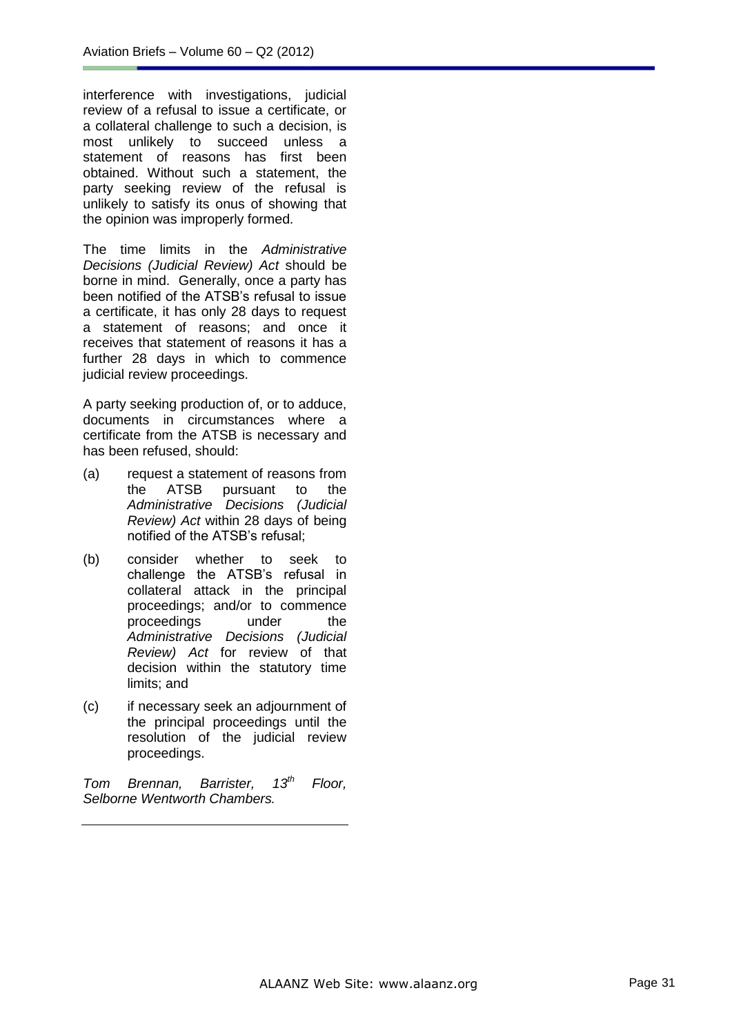interference with investigations, judicial review of a refusal to issue a certificate, or a collateral challenge to such a decision, is most unlikely to succeed unless a statement of reasons has first been obtained. Without such a statement, the party seeking review of the refusal is unlikely to satisfy its onus of showing that the opinion was improperly formed.

The time limits in the *Administrative Decisions (Judicial Review) Act* should be borne in mind. Generally, once a party has been notified of the ATSB's refusal to issue a certificate, it has only 28 days to request a statement of reasons; and once it receives that statement of reasons it has a further 28 days in which to commence judicial review proceedings.

A party seeking production of, or to adduce, documents in circumstances where a certificate from the ATSB is necessary and has been refused, should:

(a) request a statement of reasons from the ATSB pursuant to the *Administrative Decisions (Judicial Review) Act* within 28 days of being notified of the ATSB's refusal;

(b) consider whether to seek to challenge the ATSB's refusal in collateral attack in the principal proceedings; and/or to commence proceedings under the *Administrative Decisions (Judicial Review) Act* for review of that decision within the statutory time limits; and

(c) if necessary seek an adjournment of the principal proceedings until the resolution of the judicial review proceedings.

*Tom Brennan, Barrister, 13th Floor, Selborne Wentworth Chambers.*